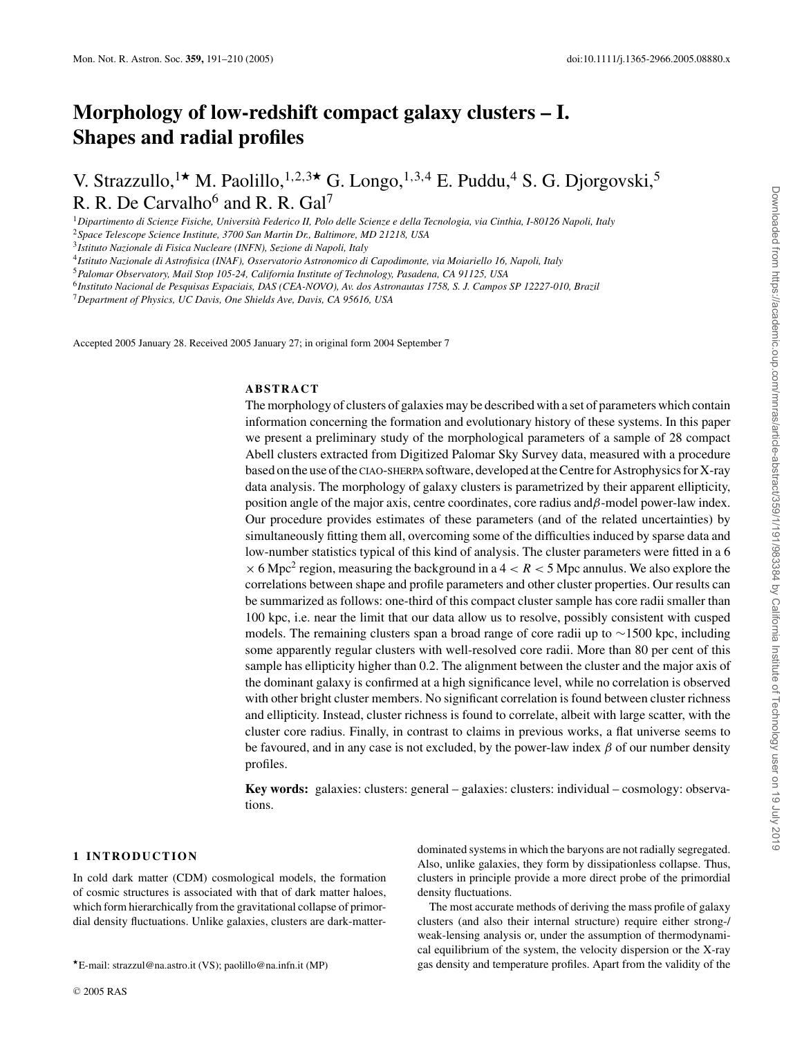# Morphology of low-redshift compact galaxy clusters – I. Shapes and radial profiles

V. Strazzullo,[1★] M. Paolillo,[1,2,3★] G. Longo,[1,3,4] E. Puddu,[4] S. G. Djorgovski,[5] R. R. De Carvalho[6] and R. R. Gal[7]

[1] *Dipartimento di Scienze Fisiche, Università Federico II, Polo delle Scienze e della Tecnologia, via Cinthia, I-80126 Napoli, Italy*
[2] *Space Telescope Science Institute, 3700 San Martin Dr., Baltimore, MD 21218, USA*
[3] *Istituto Nazionale di Fisica Nucleare (INFN), Sezione di Napoli, Italy*
[4] *Istituto Nazionale di Astrofisica (INAF), Osservatorio Astronomico di Capodimonte, via Moiariello 16, Napoli, Italy*
[5] *Palomar Observatory, Mail Stop 105-24, California Institute of Technology, Pasadena, CA 91125, USA*
[6] *Instituto Nacional de Pesquisas Espaciais, DAS (CEA-NOVO), Av. dos Astronautas 1758, S. J. Campos SP 12227-010, Brazil*
[7] *Department of Physics, UC Davis, One Shields Ave, Davis, CA 95616, USA*

Accepted 2005 January 28. Received 2005 January 27; in original form 2004 September 7

## ABSTRACT

The morphology of clusters of galaxies may be described with a set of parameters which contain information concerning the formation and evolutionary history of these systems. In this paper we present a preliminary study of the morphological parameters of a sample of 28 compact Abell clusters extracted from Digitized Palomar Sky Survey data, measured with a procedure based on the use of the CIAO-SHERPA software, developed at the Centre for Astrophysics for X-ray data analysis. The morphology of galaxy clusters is parametrized by their apparent ellipticity, position angle of the major axis, centre coordinates, core radius and $\beta$-model power-law index. Our procedure provides estimates of these parameters (and of the related uncertainties) by simultaneously fitting them all, overcoming some of the difficulties induced by sparse data and low-number statistics typical of this kind of analysis. The cluster parameters were fitted in a $6 \times 6$ Mpc$^2$ region, measuring the background in a $4 < R < 5$ Mpc annulus. We also explore the correlations between shape and profile parameters and other cluster properties. Our results can be summarized as follows: one-third of this compact cluster sample has core radii smaller than 100 kpc, i.e. near the limit that our data allow us to resolve, possibly consistent with cusped models. The remaining clusters span a broad range of core radii up to $\sim$1500 kpc, including some apparently regular clusters with well-resolved core radii. More than 80 per cent of this sample has ellipticity higher than 0.2. The alignment between the cluster and the major axis of the dominant galaxy is confirmed at a high significance level, while no correlation is observed with other bright cluster members. No significant correlation is found between cluster richness and ellipticity. Instead, cluster richness is found to correlate, albeit with large scatter, with the cluster core radius. Finally, in contrast to claims in previous works, a flat universe seems to be favoured, and in any case is not excluded, by the power-law index $\beta$ of our number density profiles.

**Key words:** galaxies: clusters: general – galaxies: clusters: individual – cosmology: observations.

## 1 INTRODUCTION

In cold dark matter (CDM) cosmological models, the formation of cosmic structures is associated with that of dark matter haloes, which form hierarchically from the gravitational collapse of primordial density fluctuations. Unlike galaxies, clusters are dark-matter-dominated systems in which the baryons are not radially segregated. Also, unlike galaxies, they form by dissipationless collapse. Thus, clusters in principle provide a more direct probe of the primordial density fluctuations.

The most accurate methods of deriving the mass profile of galaxy clusters (and also their internal structure) require either strong-/weak-lensing analysis or, under the assumption of thermodynamical equilibrium of the system, the velocity dispersion or the X-ray gas density and temperature profiles. Apart from the validity of the

★E-mail: strazzul@na.astro.it (VS); paolillo@na.infn.it (MP)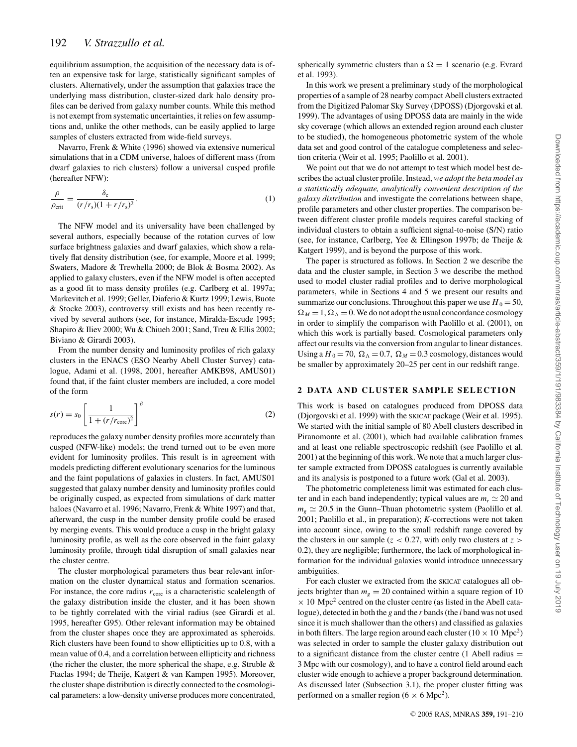equilibrium assumption, the acquisition of the necessary data is often an expensive task for large, statistically significant samples of clusters. Alternatively, under the assumption that galaxies trace the underlying mass distribution, cluster-sized dark halo density profiles can be derived from galaxy number counts. While this method is not exempt from systematic uncertainties, it relies on few assumptions and, unlike the other methods, can be easily applied to large samples of clusters extracted from wide-field surveys.

Navarro, Frenk & White (1996) showed via extensive numerical simulations that in a CDM universe, haloes of different mass (from dwarf galaxies to rich clusters) follow a universal cusped profile (hereafter NFW):

$$\frac{\rho}{\rho_{\rm crit}} = \frac{\delta_{\rm c}}{(r/r_{\rm s})(1 + r/r_{\rm s})^2}. \tag{1}$$

The NFW model and its universality have been challenged by several authors, especially because of the rotation curves of low surface brightness galaxies and dwarf galaxies, which show a relatively flat density distribution (see, for example, Moore et al. 1999; Swaters, Madore & Trewhella 2000; de Blok & Bosma 2002). As applied to galaxy clusters, even if the NFW model is often accepted as a good fit to mass density profiles (e.g. Carlberg et al. 1997a; Markevitch et al. 1999; Geller, Diaferio & Kurtz 1999; Lewis, Buote & Stocke 2003), controversy still exists and has been recently revived by several authors (see, for instance, Miralda-Escude 1995; Shapiro & Iliev 2000; Wu & Chiueh 2001; Sand, Treu & Ellis 2002; Biviano & Girardi 2003).

From the number density and luminosity profiles of rich galaxy clusters in the ENACS (ESO Nearby Abell Cluster Survey) catalogue, Adami et al. (1998, 2001, hereafter AMKB98, AMUS01) found that, if the faint cluster members are included, a core model of the form

$$s(r) = s_0 \left[\frac{1}{1 + (r/r_{\rm core})^2}\right]^{\beta} \tag{2}$$

reproduces the galaxy number density profiles more accurately than cusped (NFW-like) models; the trend turned out to be even more evident for luminosity profiles. This result is in agreement with models predicting different evolutionary scenarios for the luminous and the faint populations of galaxies in clusters. In fact, AMUS01 suggested that galaxy number density and luminosity profiles could be originally cusped, as expected from simulations of dark matter haloes (Navarro et al. 1996; Navarro, Frenk & White 1997) and that, afterward, the cusp in the number density profile could be erased by merging events. This would produce a cusp in the bright galaxy luminosity profile, as well as the core observed in the faint galaxy luminosity profile, through tidal disruption of small galaxies near the cluster centre.

The cluster morphological parameters thus bear relevant information on the cluster dynamical status and formation scenarios. For instance, the core radius $r_{\rm core}$ is a characteristic scalelength of the galaxy distribution inside the cluster, and it has been shown to be tightly correlated with the virial radius (see Girardi et al. 1995, hereafter G95). Other relevant information may be obtained from the cluster shapes once they are approximated as spheroids. Rich clusters have been found to show ellipticities up to 0.8, with a mean value of 0.4, and a correlation between ellipticity and richness (the richer the cluster, the more spherical the shape, e.g. Struble & Ftaclas 1994; de Theije, Katgert & van Kampen 1995). Moreover, the cluster shape distribution is directly connected to the cosmological parameters: a low-density universe produces more concentrated, spherically symmetric clusters than a $\Omega = 1$ scenario (e.g. Evrard et al. 1993).

In this work we present a preliminary study of the morphological properties of a sample of 28 nearby compact Abell clusters extracted from the Digitized Palomar Sky Survey (DPOSS) (Djorgovski et al. 1999). The advantages of using DPOSS data are mainly in the wide sky coverage (which allows an extended region around each cluster to be studied), the homogeneous photometric system of the whole data set and good control of the catalogue completeness and selection criteria (Weir et al. 1995; Paolillo et al. 2001).

We point out that we do not attempt to test which model best describes the actual cluster profile. Instead, *we adopt the beta model as a statistically adequate, analytically convenient description of the galaxy distribution* and investigate the correlations between shape, profile parameters and other cluster properties. The comparison between different cluster profile models requires careful stacking of individual clusters to obtain a sufficient signal-to-noise (S/N) ratio (see, for instance, Carlberg, Yee & Ellingson 1997b; de Theije & Katgert 1999), and is beyond the purpose of this work.

The paper is structured as follows. In Section 2 we describe the data and the cluster sample, in Section 3 we describe the method used to model cluster radial profiles and to derive morphological parameters, while in Sections 4 and 5 we present our results and summarize our conclusions. Throughout this paper we use $H_0 = 50$, $\Omega_M = 1, \Omega_\Lambda = 0$. We do not adopt the usual concordance cosmology in order to simplify the comparison with Paolillo et al. (2001), on which this work is partially based. Cosmological parameters only affect our results via the conversion from angular to linear distances. Using a $H_0 = 70$, $\Omega_\Lambda = 0.7$, $\Omega_M = 0.3$ cosmology, distances would be smaller by approximately 20–25 per cent in our redshift range.

## 2 DATA AND CLUSTER SAMPLE SELECTION

This work is based on catalogues produced from DPOSS data (Djorgovski et al. 1999) with the SKICAT package (Weir et al. 1995). We started with the initial sample of 80 Abell clusters described in Piranomonte et al. (2001), which had available calibration frames and at least one reliable spectroscopic redshift (see Paolillo et al. 2001) at the beginning of this work. We note that a much larger cluster sample extracted from DPOSS catalogues is currently available and its analysis is postponed to a future work (Gal et al. 2003).

The photometric completeness limit was estimated for each cluster and in each band independently; typical values are $m_r \simeq 20$ and $m_g \simeq 20.5$ in the Gunn–Thuan photometric system (Paolillo et al. 2001; Paolillo et al., in preparation); *K*-corrections were not taken into account since, owing to the small redshift range covered by the clusters in our sample ($z < 0.27$, with only two clusters at $z > 0.2$), they are negligible; furthermore, the lack of morphological information for the individual galaxies would introduce unnecessary ambiguities.

For each cluster we extracted from the SKICAT catalogues all objects brighter than $m_g = 20$ contained within a square region of 10 × 10 Mpc$^2$ centred on the cluster centre (as listed in the Abell catalogue), detected in both the *g* and the *r* bands (the *i* band was not used since it is much shallower than the others) and classified as galaxies in both filters. The large region around each cluster (10 × 10 Mpc$^2$) was selected in order to sample the cluster galaxy distribution out to a significant distance from the cluster centre (1 Abell radius = 3 Mpc with our cosmology), and to have a control field around each cluster wide enough to achieve a proper background determination. As discussed later (Subsection 3.1), the proper cluster fitting was performed on a smaller region (6 × 6 Mpc$^2$).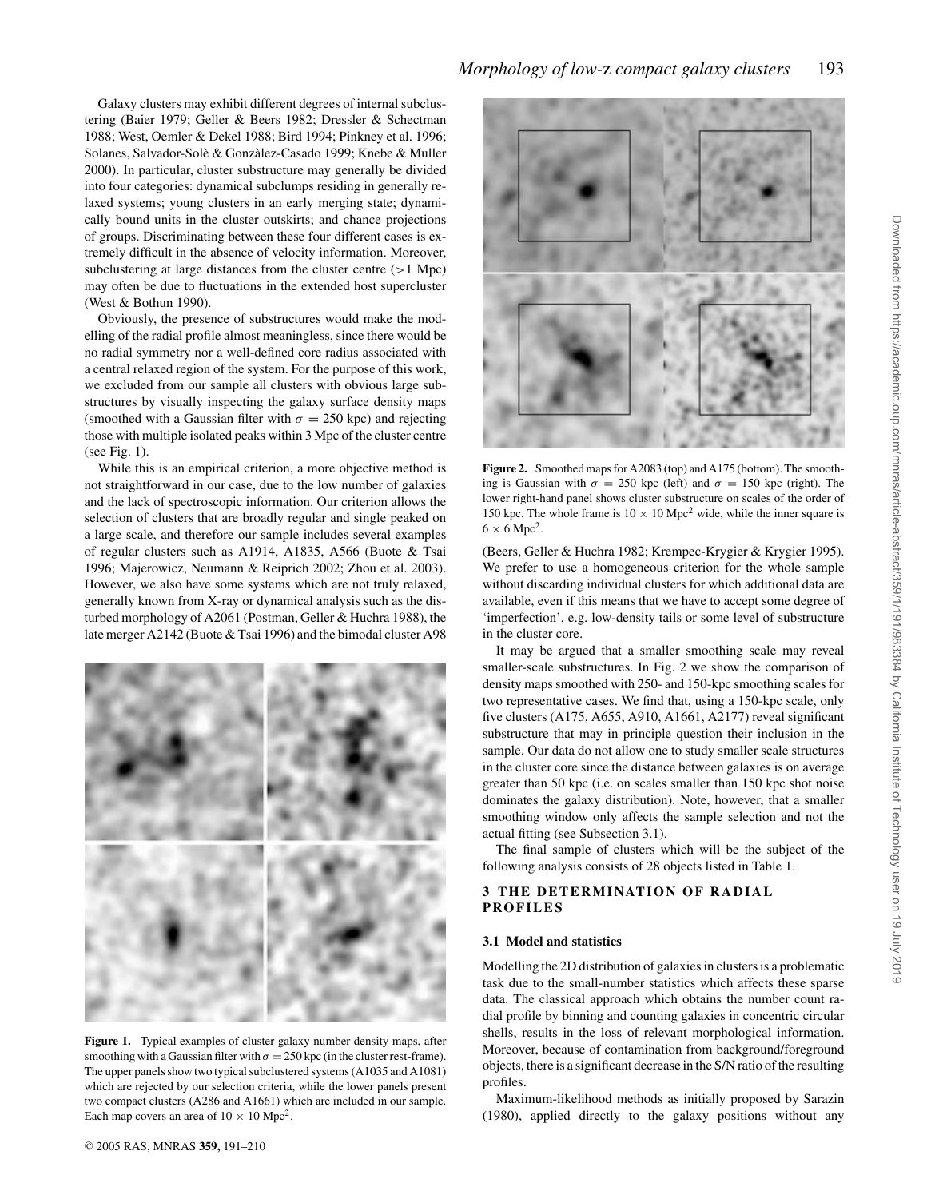Galaxy clusters may exhibit different degrees of internal subclustering (Baier 1979; Geller & Beers 1982; Dressler & Schectman 1988; West, Oemler & Dekel 1988; Bird 1994; Pinkney et al. 1996; Solanes, Salvador-Solè & Gonzàlez-Casado 1999; Knebe & Muller 2000). In particular, cluster substructure may generally be divided into four categories: dynamical subclumps residing in generally relaxed systems; young clusters in an early merging state; dynamically bound units in the cluster outskirts; and chance projections of groups. Discriminating between these four different cases is extremely difficult in the absence of velocity information. Moreover, subclustering at large distances from the cluster centre (>1 Mpc) may often be due to fluctuations in the extended host supercluster (West & Bothun 1990).

Obviously, the presence of substructures would make the modelling of the radial profile almost meaningless, since there would be no radial symmetry nor a well-defined core radius associated with a central relaxed region of the system. For the purpose of this work, we excluded from our sample all clusters with obvious large substructures by visually inspecting the galaxy surface density maps (smoothed with a Gaussian filter with $\sigma = 250$ kpc) and rejecting those with multiple isolated peaks within 3 Mpc of the cluster centre (see Fig. 1).

While this is an empirical criterion, a more objective method is not straightforward in our case, due to the low number of galaxies and the lack of spectroscopic information. Our criterion allows the selection of clusters that are broadly regular and single peaked on a large scale, and therefore our sample includes several examples of regular clusters such as A1914, A1835, A566 (Buote & Tsai 1996; Majerowicz, Neumann & Reiprich 2002; Zhou et al. 2003). However, we also have some systems which are not truly relaxed, generally known from X-ray or dynamical analysis such as the disturbed morphology of A2061 (Postman, Geller & Huchra 1988), the late merger A2142 (Buote & Tsai 1996) and the bimodal cluster A98 (Beers, Geller & Huchra 1982; Krempec-Krygier & Krygier 1995). We prefer to use a homogeneous criterion for the whole sample without discarding individual clusters for which additional data are available, even if this means that we have to accept some degree of 'imperfection', e.g. low-density tails or some level of substructure in the cluster core.

**Figure 1.** Typical examples of cluster galaxy number density maps, after smoothing with a Gaussian filter with $\sigma = 250$ kpc (in the cluster rest-frame). The upper panels show two typical subclustered systems (A1035 and A1081) which are rejected by our selection criteria, while the lower panels present two compact clusters (A286 and A1661) which are included in our sample. Each map covers an area of $10 \times 10$ Mpc$^2$.

**Figure 2.** Smoothed maps for A2083 (top) and A175 (bottom). The smoothing is Gaussian with $\sigma = 250$ kpc (left) and $\sigma = 150$ kpc (right). The lower right-hand panel shows cluster substructure on scales of the order of 150 kpc. The whole frame is $10 \times 10$ Mpc$^2$ wide, while the inner square is $6 \times 6$ Mpc$^2$.

It may be argued that a smaller smoothing scale may reveal smaller-scale substructures. In Fig. 2 we show the comparison of density maps smoothed with 250- and 150-kpc smoothing scales for two representative cases. We find that, using a 150-kpc scale, only five clusters (A175, A655, A910, A1661, A2177) reveal significant substructure that may in principle question their inclusion in the sample. Our data do not allow one to study smaller scale structures in the cluster core since the distance between galaxies is on average greater than 50 kpc (i.e. on scales smaller than 150 kpc shot noise dominates the galaxy distribution). Note, however, that a smaller smoothing window only affects the sample selection and not the actual fitting (see Subsection 3.1).

The final sample of clusters which will be the subject of the following analysis consists of 28 objects listed in Table 1.

## 3 THE DETERMINATION OF RADIAL PROFILES

### 3.1 Model and statistics

Modelling the 2D distribution of galaxies in clusters is a problematic task due to the small-number statistics which affects these sparse data. The classical approach which obtains the number count radial profile by binning and counting galaxies in concentric circular shells, results in the loss of relevant morphological information. Moreover, because of contamination from background/foreground objects, there is a significant decrease in the S/N ratio of the resulting profiles.

Maximum-likelihood methods as initially proposed by Sarazin (1980), applied directly to the galaxy positions without any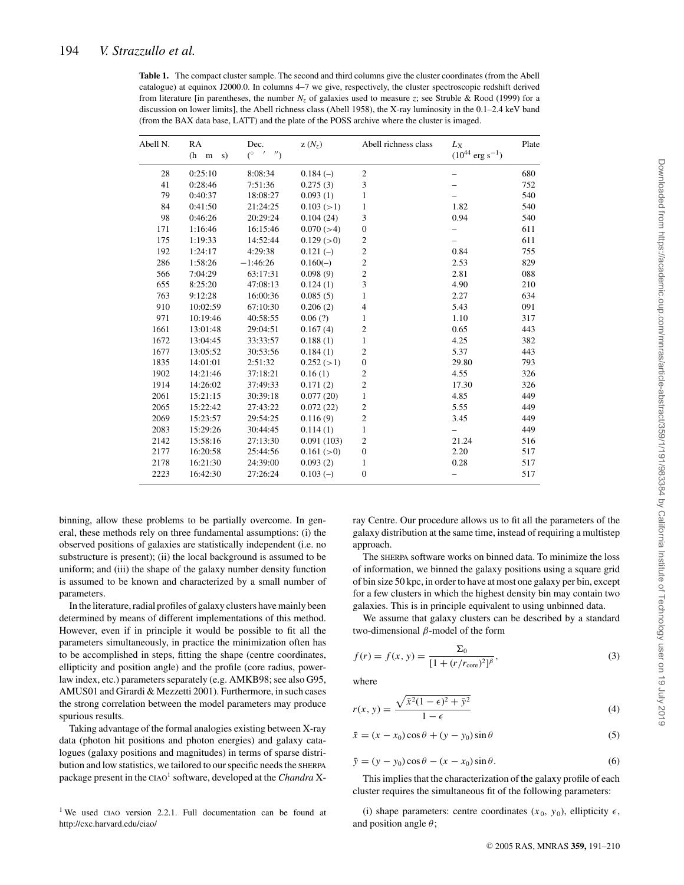**Table 1.** The compact cluster sample. The second and third columns give the cluster coordinates (from the Abell catalogue) at equinox J2000.0. In columns 4–7 we give, respectively, the cluster spectroscopic redshift derived from literature [in parentheses, the number $N_z$ of galaxies used to measure $z$; see Struble & Rood (1999) for a discussion on lower limits], the Abell richness class (Abell 1958), the X-ray luminosity in the 0.1–2.4 keV band (from the BAX data base, LATT) and the plate of the POSS archive where the cluster is imaged.

| Abell N. | RA (h m s) | Dec. (° ′ ″) | z ($N_z$) | Abell richness class | $L_X$ ($10^{44}$ erg s$^{-1}$) | Plate |
|---|---|---|---|---|---|---|
| 28 | 0:25:10 | 8:08:34 | 0.184 (–) | 2 | – | 680 |
| 41 | 0:28:46 | 7:51:36 | 0.275 (3) | 3 | – | 752 |
| 79 | 0:40:37 | 18:08:27 | 0.093 (1) | 1 | – | 540 |
| 84 | 0:41:50 | 21:24:25 | 0.103 (>1) | 1 | 1.82 | 540 |
| 98 | 0:46:26 | 20:29:24 | 0.104 (24) | 3 | 0.94 | 540 |
| 171 | 1:16:46 | 16:15:46 | 0.070 (>4) | 0 | – | 611 |
| 175 | 1:19:33 | 14:52:44 | 0.129 (>0) | 2 | – | 611 |
| 192 | 1:24:17 | 4:29:38 | 0.121 (–) | 2 | 0.84 | 755 |
| 286 | 1:58:26 | −1:46:26 | 0.160(–) | 2 | 2.53 | 829 |
| 566 | 7:04:29 | 63:17:31 | 0.098 (9) | 2 | 2.81 | 088 |
| 655 | 8:25:20 | 47:08:13 | 0.124 (1) | 3 | 4.90 | 210 |
| 763 | 9:12:28 | 16:00:36 | 0.085 (5) | 1 | 2.27 | 634 |
| 910 | 10:02:59 | 67:10:30 | 0.206 (2) | 4 | 5.43 | 091 |
| 971 | 10:19:46 | 40:58:55 | 0.06 (?) | 1 | 1.10 | 317 |
| 1661 | 13:01:48 | 29:04:51 | 0.167 (4) | 2 | 0.65 | 443 |
| 1672 | 13:04:45 | 33:33:57 | 0.188 (1) | 1 | 4.25 | 382 |
| 1677 | 13:05:52 | 30:53:56 | 0.184 (1) | 2 | 5.37 | 443 |
| 1835 | 14:01:01 | 2:51:32 | 0.252 (>1) | 0 | 29.80 | 793 |
| 1902 | 14:21:46 | 37:18:21 | 0.16 (1) | 2 | 4.55 | 326 |
| 1914 | 14:26:02 | 37:49:33 | 0.171 (2) | 2 | 17.30 | 326 |
| 2061 | 15:21:15 | 30:39:18 | 0.077 (20) | 1 | 4.85 | 449 |
| 2065 | 15:22:42 | 27:43:22 | 0.072 (22) | 2 | 5.55 | 449 |
| 2069 | 15:23:57 | 29:54:25 | 0.116 (9) | 2 | 3.45 | 449 |
| 2083 | 15:29:26 | 30:44:45 | 0.114 (1) | 1 | – | 449 |
| 2142 | 15:58:16 | 27:13:30 | 0.091 (103) | 2 | 21.24 | 516 |
| 2177 | 16:20:58 | 25:44:56 | 0.161 (>0) | 0 | 2.20 | 517 |
| 2178 | 16:21:30 | 24:39:00 | 0.093 (2) | 1 | 0.28 | 517 |
| 2223 | 16:42:30 | 27:26:24 | 0.103 (–) | 0 | – | 517 |

binning, allow these problems to be partially overcome. In general, these methods rely on three fundamental assumptions: (i) the observed positions of galaxies are statistically independent (i.e. no substructure is present); (ii) the local background is assumed to be uniform; and (iii) the shape of the galaxy number density function is assumed to be known and characterized by a small number of parameters.

In the literature, radial profiles of galaxy clusters have mainly been determined by means of different implementations of this method. However, even if in principle it would be possible to fit all the parameters simultaneously, in practice the minimization often has to be accomplished in steps, fitting the shape (centre coordinates, ellipticity and position angle) and the profile (core radius, power-law index, etc.) parameters separately (e.g. AMKB98; see also G95, AMUS01 and Girardi & Mezzetti 2001). Furthermore, in such cases the strong correlation between the model parameters may produce spurious results.

Taking advantage of the formal analogies existing between X-ray data (photon hit positions and photon energies) and galaxy catalogues (galaxy positions and magnitudes) in terms of sparse distribution and low statistics, we tailored to our specific needs the SHERPA package present in the CIAO[1] software, developed at the *Chandra* X-ray Centre. Our procedure allows us to fit all the parameters of the galaxy distribution at the same time, instead of requiring a multistep approach.

The SHERPA software works on binned data. To minimize the loss of information, we binned the galaxy positions using a square grid of bin size 50 kpc, in order to have at most one galaxy per bin, except for a few clusters in which the highest density bin may contain two galaxies. This is in principle equivalent to using unbinned data.

We assume that galaxy clusters can be described by a standard two-dimensional $\beta$-model of the form

$$f(r) = f(x, y) = \frac{\Sigma_0}{[1 + (r/r_{\rm core})^2]^\beta}, \tag{3}$$

where

$$r(x, y) = \frac{\sqrt{\bar{x}^2(1-\epsilon)^2 + \bar{y}^2}}{1-\epsilon} \tag{4}$$

$$\bar{x} = (x - x_0)\cos\theta + (y - y_0)\sin\theta \tag{5}$$

$$\bar{y} = (y - y_0)\cos\theta - (x - x_0)\sin\theta. \tag{6}$$

This implies that the characterization of the galaxy profile of each cluster requires the simultaneous fit of the following parameters:

(i) shape parameters: centre coordinates $(x_0, y_0)$, ellipticity $\epsilon$, and position angle $\theta$;

[1] We used CIAO version 2.2.1. Full documentation can be found at http://cxc.harvard.edu/ciao/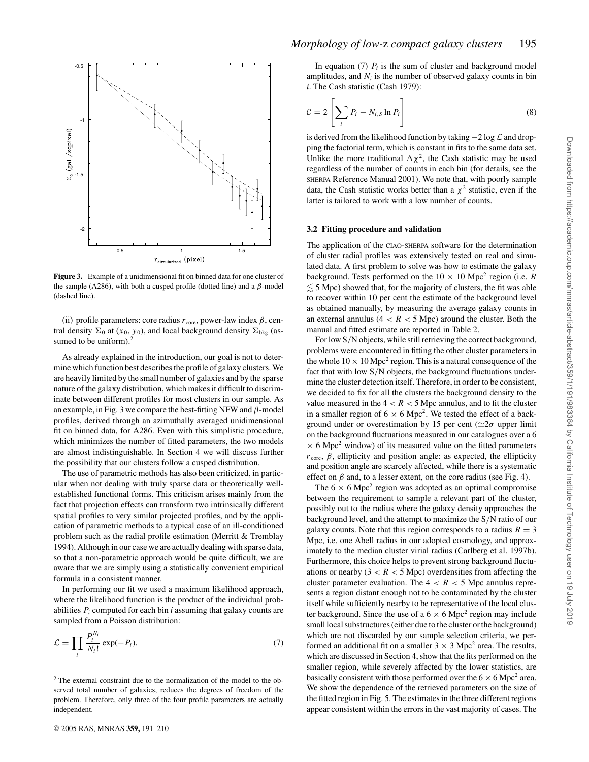Figure 3. Example of a unidimensional fit on binned data for one cluster of the sample (A286), with both a cusped profile (dotted line) and a $\beta$-model (dashed line).

(ii) profile parameters: core radius $r_{\rm core}$, power-law index $\beta$, central density $\Sigma_0$ at ($x_0$, $y_0$), and local background density $\Sigma_{\rm bkg}$ (assumed to be uniform).[2]

As already explained in the introduction, our goal is not to determine which function best describes the profile of galaxy clusters. We are heavily limited by the small number of galaxies and by the sparse nature of the galaxy distribution, which makes it difficult to discriminate between different profiles for most clusters in our sample. As an example, in Fig. 3 we compare the best-fitting NFW and $\beta$-model profiles, derived through an azimuthally averaged unidimensional fit on binned data, for A286. Even with this simplistic procedure, which minimizes the number of fitted parameters, the two models are almost indistinguishable. In Section 4 we will discuss further the possibility that our clusters follow a cusped distribution.

The use of parametric methods has also been criticized, in particular when not dealing with truly sparse data or theoretically well-established functional forms. This criticism arises mainly from the fact that projection effects can transform two intrinsically different spatial profiles to very similar projected profiles, and by the application of parametric methods to a typical case of an ill-conditioned problem such as the radial profile estimation (Merritt & Tremblay 1994). Although in our case we are actually dealing with sparse data, so that a non-parametric approach would be quite difficult, we are aware that we are simply using a statistically convenient empirical formula in a consistent manner.

In performing our fit we used a maximum likelihood approach, where the likelihood function is the product of the individual probabilities $P_i$ computed for each bin $i$ assuming that galaxy counts are sampled from a Poisson distribution:

$$\mathcal{L} = \prod_i \frac{P_i^{N_i}}{N_i!} \exp(-P_i). \tag{7}$$

[2] The external constraint due to the normalization of the model to the observed total number of galaxies, reduces the degrees of freedom of the problem. Therefore, only three of the four profile parameters are actually independent.

In equation (7) $P_i$ is the sum of cluster and background model amplitudes, and $N_i$ is the number of observed galaxy counts in bin $i$. The Cash statistic (Cash 1979):

$$\mathcal{C} = 2 \left[ \sum_i P_i - N_{i,S} \ln P_i \right] \tag{8}$$

is derived from the likelihood function by taking $-2 \log \mathcal{L}$ and dropping the factorial term, which is constant in fits to the same data set. Unlike the more traditional $\Delta \chi^2$, the Cash statistic may be used regardless of the number of counts in each bin (for details, see the SHERPA Reference Manual 2001). We note that, with poorly sample data, the Cash statistic works better than a $\chi^2$ statistic, even if the latter is tailored to work with a low number of counts.

### 3.2 Fitting procedure and validation

The application of the CIAO-SHERPA software for the determination of cluster radial profiles was extensively tested on real and simulated data. A first problem to solve was how to estimate the galaxy background. Tests performed on the $10 \times 10$ Mpc$^2$ region (i.e. $R \lesssim 5$ Mpc) showed that, for the majority of clusters, the fit was able to recover within 10 per cent the estimate of the background level as obtained manually, by measuring the average galaxy counts in an external annulus ($4 < R < 5$ Mpc) around the cluster. Both the manual and fitted estimate are reported in Table 2.

For low S/N objects, while still retrieving the correct background, problems were encountered in fitting the other cluster parameters in the whole $10 \times 10$ Mpc$^2$ region. This is a natural consequence of the fact that with low S/N objects, the background fluctuations undermine the cluster detection itself. Therefore, in order to be consistent, we decided to fix for all the clusters the background density to the value measured in the $4 < R < 5$ Mpc annulus, and to fit the cluster in a smaller region of $6 \times 6$ Mpc$^2$. We tested the effect of a background under or overestimation by 15 per cent ($\simeq 2\sigma$ upper limit on the background fluctuations measured in our catalogues over a $6 \times 6$ Mpc$^2$ window) of its measured value on the fitted parameters $r_{\rm core}$, $\beta$, ellipticity and position angle: as expected, the ellipticity and position angle are scarcely affected, while there is a systematic effect on $\beta$ and, to a lesser extent, on the core radius (see Fig. 4).

The $6 \times 6$ Mpc$^2$ region was adopted as an optimal compromise between the requirement to sample a relevant part of the cluster, possibly out to the radius where the galaxy density approaches the background level, and the attempt to maximize the S/N ratio of our galaxy counts. Note that this region corresponds to a radius $R = 3$ Mpc, i.e. one Abell radius in our adopted cosmology, and approximately to the median cluster virial radius (Carlberg et al. 1997b). Furthermore, this choice helps to prevent strong background fluctuations and/or nearby ($3 < R < 5$ Mpc) overdensities from affecting the cluster parameter evaluation. The $4 < R < 5$ Mpc annulus represents a region distant enough not to be contaminated by the cluster itself while sufficiently nearby to be representative of the local cluster background. Since the use of a $6 \times 6$ Mpc$^2$ region may include small local substructures (either due to the cluster or the background) which are not discarded by our sample selection criteria, we performed an additional fit on a smaller $3 \times 3$ Mpc$^2$ area. The results, which are discussed in Section 4, show that the fits performed on the smaller region, while severely affected by the lower statistics, are basically consistent with those performed over the $6 \times 6$ Mpc$^2$ area. We show the dependence of the retrieved parameters on the size of the fitted region in Fig. 5. The estimates in the three different regions appear consistent within the errors in the vast majority of cases. The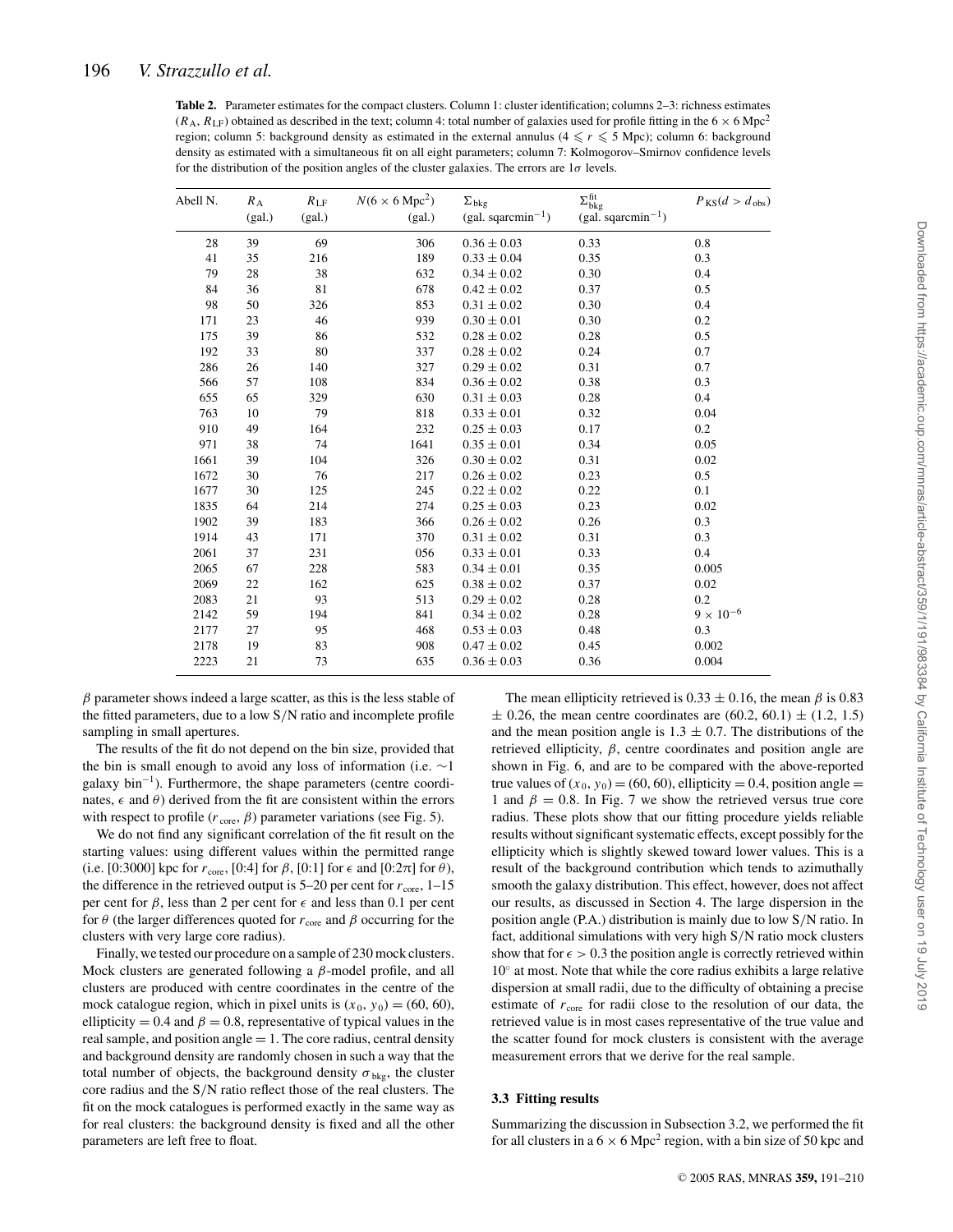**Table 2.** Parameter estimates for the compact clusters. Column 1: cluster identification; columns 2–3: richness estimates ($R_{\rm A}$, $R_{\rm LF}$) obtained as described in the text; column 4: total number of galaxies used for profile fitting in the $6 \times 6$ Mpc$^2$ region; column 5: background density as estimated in the external annulus ($4 \leqslant r \leqslant 5$ Mpc); column 6: background density as estimated with a simultaneous fit on all eight parameters; column 7: Kolmogorov–Smirnov confidence levels for the distribution of the position angles of the cluster galaxies. The errors are $1\sigma$ levels.

| Abell N. | $R_{\rm A}$ (gal.) | $R_{\rm LF}$ (gal.) | $N(6 \times 6$ Mpc$^2)$ (gal.) | $\Sigma_{\rm bkg}$ (gal. sqarcmin$^{-1}$) | $\Sigma_{\rm bkg}^{\rm fit}$ (gal. sqarcmin$^{-1}$) | $P_{\rm KS}(d > d_{\rm obs})$ |
|---|---|---|---|---|---|---|
| 28 | 39 | 69 | 306 | $0.36 \pm 0.03$ | 0.33 | 0.8 |
| 41 | 35 | 216 | 189 | $0.33 \pm 0.04$ | 0.35 | 0.3 |
| 79 | 28 | 38 | 632 | $0.34 \pm 0.02$ | 0.30 | 0.4 |
| 84 | 36 | 81 | 678 | $0.42 \pm 0.02$ | 0.37 | 0.5 |
| 98 | 50 | 326 | 853 | $0.31 \pm 0.02$ | 0.30 | 0.4 |
| 171 | 23 | 46 | 939 | $0.30 \pm 0.01$ | 0.30 | 0.2 |
| 175 | 39 | 86 | 532 | $0.28 \pm 0.02$ | 0.28 | 0.5 |
| 192 | 33 | 80 | 337 | $0.28 \pm 0.02$ | 0.24 | 0.7 |
| 286 | 26 | 140 | 327 | $0.29 \pm 0.02$ | 0.31 | 0.7 |
| 566 | 57 | 108 | 834 | $0.36 \pm 0.02$ | 0.38 | 0.3 |
| 655 | 65 | 329 | 630 | $0.31 \pm 0.03$ | 0.28 | 0.4 |
| 763 | 10 | 79 | 818 | $0.33 \pm 0.01$ | 0.32 | 0.04 |
| 910 | 49 | 164 | 232 | $0.25 \pm 0.03$ | 0.17 | 0.2 |
| 971 | 38 | 74 | 1641 | $0.35 \pm 0.01$ | 0.34 | 0.05 |
| 1661 | 39 | 104 | 326 | $0.30 \pm 0.02$ | 0.31 | 0.02 |
| 1672 | 30 | 76 | 217 | $0.26 \pm 0.02$ | 0.23 | 0.5 |
| 1677 | 30 | 125 | 245 | $0.22 \pm 0.02$ | 0.22 | 0.1 |
| 1835 | 64 | 214 | 274 | $0.25 \pm 0.03$ | 0.23 | 0.02 |
| 1902 | 39 | 183 | 366 | $0.26 \pm 0.02$ | 0.26 | 0.3 |
| 1914 | 43 | 171 | 370 | $0.31 \pm 0.02$ | 0.31 | 0.3 |
| 2061 | 37 | 231 | 056 | $0.33 \pm 0.01$ | 0.33 | 0.4 |
| 2065 | 67 | 228 | 583 | $0.34 \pm 0.01$ | 0.35 | 0.005 |
| 2069 | 22 | 162 | 625 | $0.38 \pm 0.02$ | 0.37 | 0.02 |
| 2083 | 21 | 93 | 513 | $0.29 \pm 0.02$ | 0.28 | 0.2 |
| 2142 | 59 | 194 | 841 | $0.34 \pm 0.02$ | 0.28 | $9 \times 10^{-6}$ |
| 2177 | 27 | 95 | 468 | $0.53 \pm 0.03$ | 0.48 | 0.3 |
| 2178 | 19 | 83 | 908 | $0.47 \pm 0.02$ | 0.45 | 0.002 |
| 2223 | 21 | 73 | 635 | $0.36 \pm 0.03$ | 0.36 | 0.004 |

$\beta$ parameter shows indeed a large scatter, as this is the less stable of the fitted parameters, due to a low S/N ratio and incomplete profile sampling in small apertures.

The results of the fit do not depend on the bin size, provided that the bin is small enough to avoid any loss of information (i.e. $\sim$1 galaxy bin$^{-1}$). Furthermore, the shape parameters (centre coordinates, $\epsilon$ and $\theta$) derived from the fit are consistent within the errors with respect to profile ($r_{\rm core}$, $\beta$) parameter variations (see Fig. 5).

We do not find any significant correlation of the fit result on the starting values: using different values within the permitted range (i.e. [0:3000] kpc for $r_{\rm core}$, [0:4] for $\beta$, [0:1] for $\epsilon$ and [0:$2\pi$] for $\theta$), the difference in the retrieved output is 5–20 per cent for $r_{\rm core}$, 1–15 per cent for $\beta$, less than 2 per cent for $\epsilon$ and less than 0.1 per cent for $\theta$ (the larger differences quoted for $r_{\rm core}$ and $\beta$ occurring for the clusters with very large core radius).

Finally, we tested our procedure on a sample of 230 mock clusters. Mock clusters are generated following a $\beta$-model profile, and all clusters are produced with centre coordinates in the centre of the mock catalogue region, which in pixel units is $(x_0, y_0) = (60, 60)$, ellipticity = 0.4 and $\beta = 0.8$, representative of typical values in the real sample, and position angle = 1. The core radius, central density and background density are randomly chosen in such a way that the total number of objects, the background density $\sigma_{\rm bkg}$, the cluster core radius and the S/N ratio reflect those of the real clusters. The fit on the mock catalogues is performed exactly in the same way as for real clusters: the background density is fixed and all the other parameters are left free to float.

The mean ellipticity retrieved is $0.33 \pm 0.16$, the mean $\beta$ is 0.83 $\pm$ 0.26, the mean centre coordinates are (60.2, 60.1) $\pm$ (1.2, 1.5) and the mean position angle is $1.3 \pm 0.7$. The distributions of the retrieved ellipticity, $\beta$, centre coordinates and position angle are shown in Fig. 6, and are to be compared with the above-reported true values of $(x_0, y_0) = (60, 60)$, ellipticity = 0.4, position angle = 1 and $\beta = 0.8$. In Fig. 7 we show the retrieved versus true core radius. These plots show that our fitting procedure yields reliable results without significant systematic effects, except possibly for the ellipticity which is slightly skewed toward lower values. This is a result of the background contribution which tends to azimuthally smooth the galaxy distribution. This effect, however, does not affect our results, as discussed in Section 4. The large dispersion in the position angle (P.A.) distribution is mainly due to low S/N ratio. In fact, additional simulations with very high S/N ratio mock clusters show that for $\epsilon > 0.3$ the position angle is correctly retrieved within $10^{\circ}$ at most. Note that while the core radius exhibits a large relative dispersion at small radii, due to the difficulty of obtaining a precise estimate of $r_{\rm core}$ for radii close to the resolution of our data, the retrieved value is in most cases representative of the true value and the scatter found for mock clusters is consistent with the average measurement errors that we derive for the real sample.

### 3.3 Fitting results

Summarizing the discussion in Subsection 3.2, we performed the fit for all clusters in a $6 \times 6$ Mpc$^2$ region, with a bin size of 50 kpc and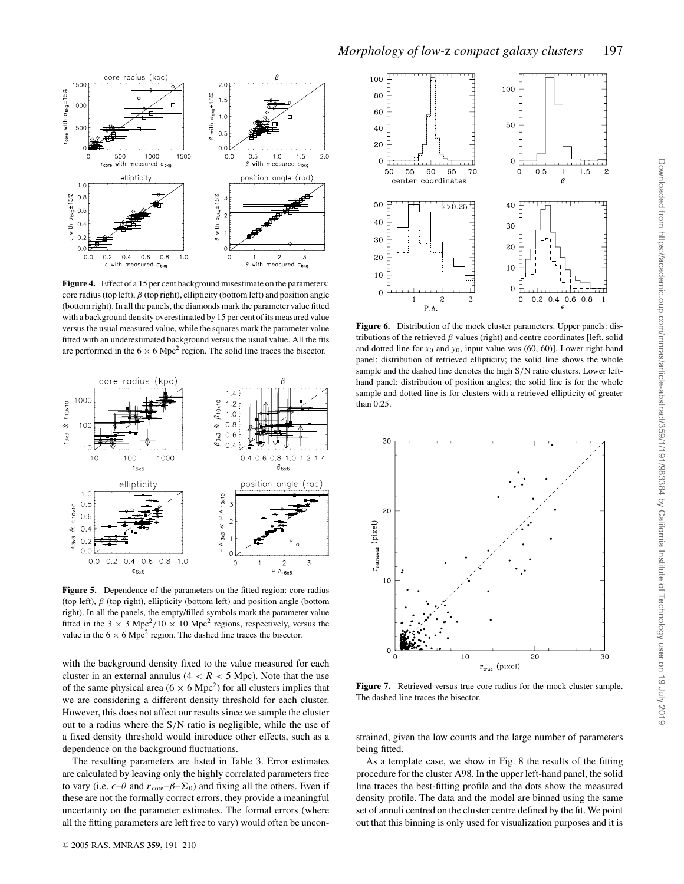**Figure 4.** Effect of a 15 per cent background misestimate on the parameters: core radius (top left), $\beta$ (top right), ellipticity (bottom left) and position angle (bottom right). In all the panels, the diamonds mark the parameter value fitted with a background density overestimated by 15 per cent of its measured value versus the usual measured value, while the squares mark the parameter value fitted with an underestimated background versus the usual value. All the fits are performed in the $6 \times 6$ Mpc$^2$ region. The solid line traces the bisector.

**Figure 5.** Dependence of the parameters on the fitted region: core radius (top left), $\beta$ (top right), ellipticity (bottom left) and position angle (bottom right). In all the panels, the empty/filled symbols mark the parameter value fitted in the $3 \times 3$ Mpc$^2$/$10 \times 10$ Mpc$^2$ regions, respectively, versus the value in the $6 \times 6$ Mpc$^2$ region. The dashed line traces the bisector.

with the background density fixed to the value measured for each cluster in an external annulus ($4 < R < 5$ Mpc). Note that the use of the same physical area ($6 \times 6$ Mpc$^2$) for all clusters implies that we are considering a different density threshold for each cluster. However, this does not affect our results since we sample the cluster out to a radius where the S/N ratio is negligible, while the use of a fixed density threshold would introduce other effects, such as a dependence on the background fluctuations.

The resulting parameters are listed in Table 3. Error estimates are calculated by leaving only the highly correlated parameters free to vary (i.e. $\epsilon$–$\theta$ and $r_{\rm core}$–$\beta$–$\Sigma_0$) and fixing all the others. Even if these are not the formally correct errors, they provide a meaningful uncertainty on the parameter estimates. The formal errors (where all the fitting parameters are left free to vary) would often be unconstrained, given the low counts and the large number of parameters being fitted.

**Figure 6.** Distribution of the mock cluster parameters. Upper panels: distributions of the retrieved $\beta$ values (right) and centre coordinates [left, solid and dotted line for $x_0$ and $y_0$, input value was (60, 60)]. Lower right-hand panel: distribution of retrieved ellipticity; the solid line shows the whole sample and the dashed line denotes the high S/N ratio clusters. Lower left-hand panel: distribution of position angles; the solid line is for the whole sample and dotted line is for clusters with a retrieved ellipticity of greater than 0.25.

**Figure 7.** Retrieved versus true core radius for the mock cluster sample. The dashed line traces the bisector.

As a template case, we show in Fig. 8 the results of the fitting procedure for the cluster A98. In the upper left-hand panel, the solid line traces the best-fitting profile and the dots show the measured density profile. The data and the model are binned using the same set of annuli centred on the cluster centre defined by the fit. We point out that this binning is only used for visualization purposes and it is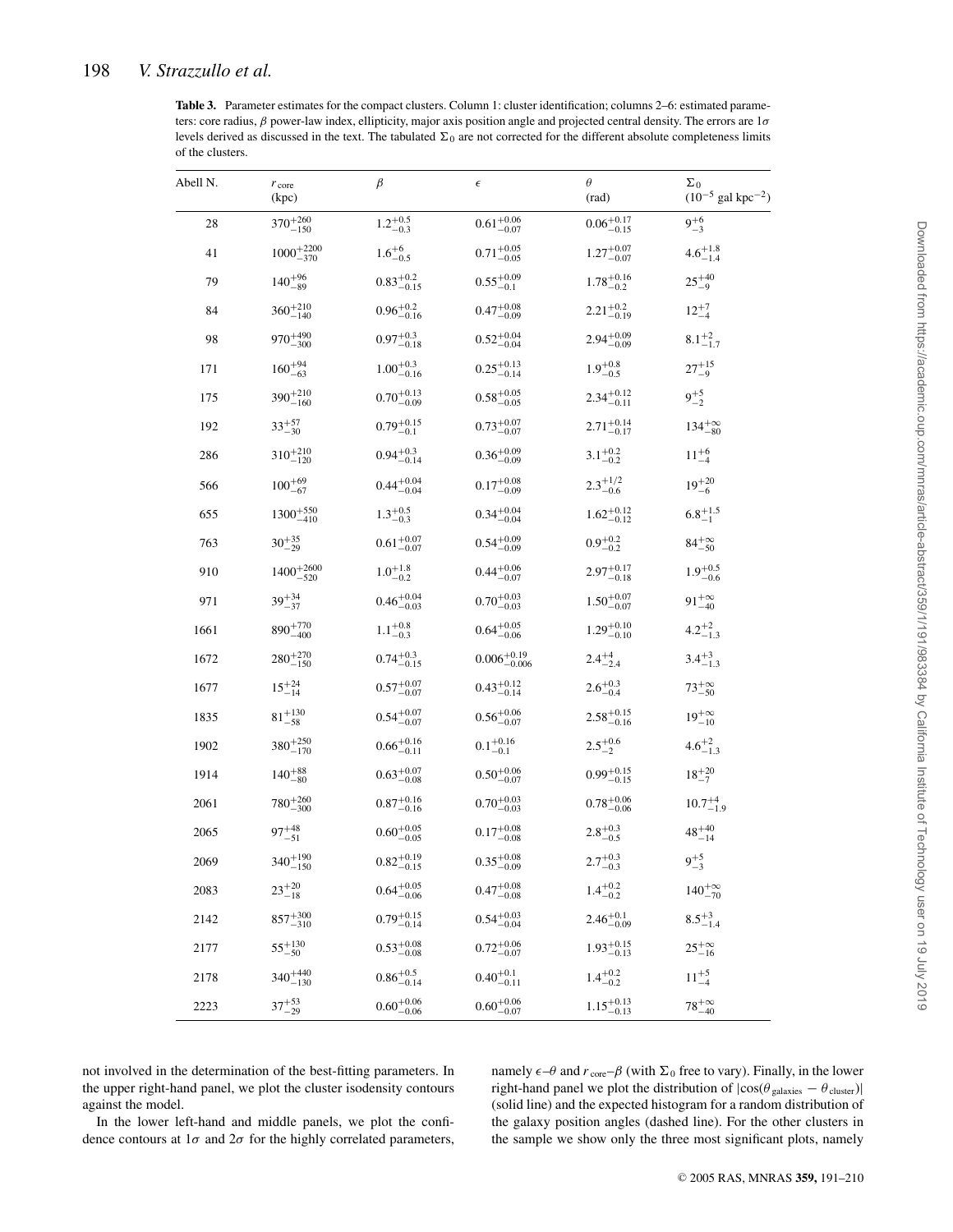**Table 3.** Parameter estimates for the compact clusters. Column 1: cluster identification; columns 2–6: estimated parameters: core radius, $\beta$ power-law index, ellipticity, major axis position angle and projected central density. The errors are $1\sigma$ levels derived as discussed in the text. The tabulated $\Sigma_0$ are not corrected for the different absolute completeness limits of the clusters.

| Abell N. | $r_{\rm core}$ (kpc) | $\beta$ | $\epsilon$ | $\theta$ (rad) | $\Sigma_0$ ($10^{-5}$ gal kpc$^{-2}$) |
|---|---|---|---|---|---|
| 28 | $370^{+260}_{-150}$ | $1.2^{+0.5}_{-0.3}$ | $0.61^{+0.06}_{-0.07}$ | $0.06^{+0.17}_{-0.15}$ | $9^{+6}_{-3}$ |
| 41 | $1000^{+2200}_{-370}$ | $1.6^{+6}_{-0.5}$ | $0.71^{+0.05}_{-0.05}$ | $1.27^{+0.07}_{-0.07}$ | $4.6^{+1.8}_{-1.4}$ |
| 79 | $140^{+96}_{-89}$ | $0.83^{+0.2}_{-0.15}$ | $0.55^{+0.09}_{-0.1}$ | $1.78^{+0.16}_{-0.2}$ | $25^{+40}_{-9}$ |
| 84 | $360^{+210}_{-140}$ | $0.96^{+0.2}_{-0.16}$ | $0.47^{+0.08}_{-0.09}$ | $2.21^{+0.2}_{-0.19}$ | $12^{+7}_{-4}$ |
| 98 | $970^{+490}_{-300}$ | $0.97^{+0.3}_{-0.18}$ | $0.52^{+0.04}_{-0.04}$ | $2.94^{+0.09}_{-0.09}$ | $8.1^{+2}_{-1.7}$ |
| 171 | $160^{+94}_{-63}$ | $1.00^{+0.3}_{-0.16}$ | $0.25^{+0.13}_{-0.14}$ | $1.9^{+0.8}_{-0.5}$ | $27^{+15}_{-9}$ |
| 175 | $390^{+210}_{-160}$ | $0.70^{+0.13}_{-0.09}$ | $0.58^{+0.05}_{-0.05}$ | $2.34^{+0.12}_{-0.11}$ | $9^{+5}_{-2}$ |
| 192 | $33^{+57}_{-30}$ | $0.79^{+0.15}_{-0.1}$ | $0.73^{+0.07}_{-0.07}$ | $2.71^{+0.14}_{-0.17}$ | $134^{+\infty}_{-80}$ |
| 286 | $310^{+210}_{-120}$ | $0.94^{+0.3}_{-0.14}$ | $0.36^{+0.09}_{-0.09}$ | $3.1^{+0.2}_{-0.2}$ | $11^{+6}_{-4}$ |
| 566 | $100^{+69}_{-67}$ | $0.44^{+0.04}_{-0.04}$ | $0.17^{+0.08}_{-0.09}$ | $2.3^{+1/2}_{-0.6}$ | $19^{+20}_{-6}$ |
| 655 | $1300^{+550}_{-410}$ | $1.3^{+0.5}_{-0.3}$ | $0.34^{+0.04}_{-0.04}$ | $1.62^{+0.12}_{-0.12}$ | $6.8^{+1.5}_{-1}$ |
| 763 | $30^{+35}_{-29}$ | $0.61^{+0.07}_{-0.07}$ | $0.54^{+0.09}_{-0.09}$ | $0.9^{+0.2}_{-0.2}$ | $84^{+\infty}_{-50}$ |
| 910 | $1400^{+2600}_{-520}$ | $1.0^{+1.8}_{-0.2}$ | $0.44^{+0.06}_{-0.07}$ | $2.97^{+0.17}_{-0.18}$ | $1.9^{+0.5}_{-0.6}$ |
| 971 | $39^{+34}_{-37}$ | $0.46^{+0.04}_{-0.03}$ | $0.70^{+0.03}_{-0.03}$ | $1.50^{+0.07}_{-0.07}$ | $91^{+\infty}_{-40}$ |
| 1661 | $890^{+770}_{-400}$ | $1.1^{+0.8}_{-0.3}$ | $0.64^{+0.05}_{-0.06}$ | $1.29^{+0.10}_{-0.10}$ | $4.2^{+2}_{-1.3}$ |
| 1672 | $280^{+270}_{-150}$ | $0.74^{+0.3}_{-0.15}$ | $0.006^{+0.19}_{-0.006}$ | $2.4^{+4}_{-2.4}$ | $3.4^{+3}_{-1.3}$ |
| 1677 | $15^{+24}_{-14}$ | $0.57^{+0.07}_{-0.07}$ | $0.43^{+0.12}_{-0.14}$ | $2.6^{+0.3}_{-0.4}$ | $73^{+\infty}_{-50}$ |
| 1835 | $81^{+130}_{-58}$ | $0.54^{+0.07}_{-0.07}$ | $0.56^{+0.06}_{-0.07}$ | $2.58^{+0.15}_{-0.16}$ | $19^{+\infty}_{-10}$ |
| 1902 | $380^{+250}_{-170}$ | $0.66^{+0.16}_{-0.11}$ | $0.1^{+0.16}_{-0.1}$ | $2.5^{+0.6}_{-2}$ | $4.6^{+2}_{-1.3}$ |
| 1914 | $140^{+88}_{-80}$ | $0.63^{+0.07}_{-0.08}$ | $0.50^{+0.06}_{-0.07}$ | $0.99^{+0.15}_{-0.15}$ | $18^{+20}_{-7}$ |
| 2061 | $780^{+260}_{-300}$ | $0.87^{+0.16}_{-0.16}$ | $0.70^{+0.03}_{-0.03}$ | $0.78^{+0.06}_{-0.06}$ | $10.7^{+4}_{-1.9}$ |
| 2065 | $97^{+48}_{-51}$ | $0.60^{+0.05}_{-0.05}$ | $0.17^{+0.08}_{-0.08}$ | $2.8^{+0.3}_{-0.5}$ | $48^{+40}_{-14}$ |
| 2069 | $340^{+190}_{-150}$ | $0.82^{+0.19}_{-0.15}$ | $0.35^{+0.08}_{-0.09}$ | $2.7^{+0.3}_{-0.3}$ | $9^{+5}_{-3}$ |
| 2083 | $23^{+20}_{-18}$ | $0.64^{+0.05}_{-0.06}$ | $0.47^{+0.08}_{-0.08}$ | $1.4^{+0.2}_{-0.2}$ | $140^{+\infty}_{-70}$ |
| 2142 | $857^{+300}_{-310}$ | $0.79^{+0.15}_{-0.14}$ | $0.54^{+0.03}_{-0.04}$ | $2.46^{+0.1}_{-0.09}$ | $8.5^{+3}_{-1.4}$ |
| 2177 | $55^{+130}_{-50}$ | $0.53^{+0.08}_{-0.08}$ | $0.72^{+0.06}_{-0.07}$ | $1.93^{+0.15}_{-0.13}$ | $25^{+\infty}_{-16}$ |
| 2178 | $340^{+440}_{-130}$ | $0.86^{+0.5}_{-0.14}$ | $0.40^{+0.1}_{-0.11}$ | $1.4^{+0.2}_{-0.2}$ | $11^{+5}_{-4}$ |
| 2223 | $37^{+53}_{-29}$ | $0.60^{+0.06}_{-0.06}$ | $0.60^{+0.06}_{-0.07}$ | $1.15^{+0.13}_{-0.13}$ | $78^{+\infty}_{-40}$ |

not involved in the determination of the best-fitting parameters. In the upper right-hand panel, we plot the cluster isodensity contours against the model.

In the lower left-hand and middle panels, we plot the confidence contours at $1\sigma$ and $2\sigma$ for the highly correlated parameters, namely $\epsilon$–$\theta$ and $r_{\rm core}$–$\beta$ (with $\Sigma_0$ free to vary). Finally, in the lower right-hand panel we plot the distribution of $|\cos(\theta_{\rm galaxies} - \theta_{\rm cluster})|$ (solid line) and the expected histogram for a random distribution of the galaxy position angles (dashed line). For the other clusters in the sample we show only the three most significant plots, namely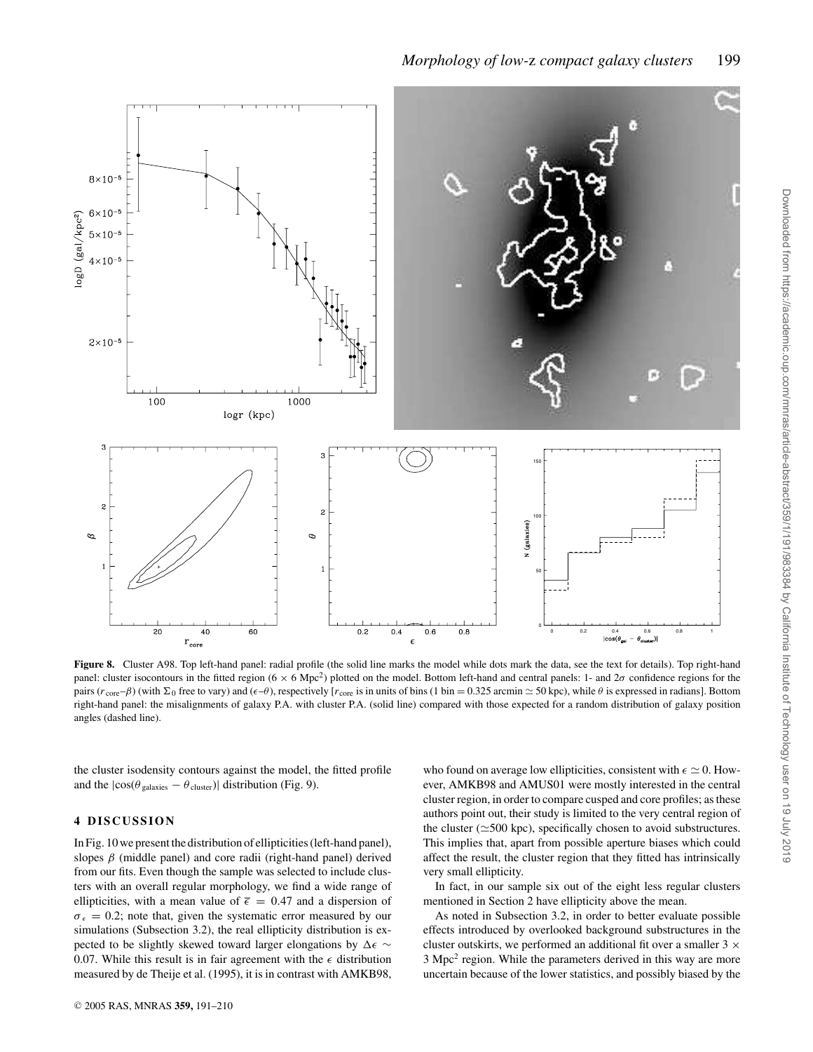**Figure 8.** Cluster A98. Top left-hand panel: radial profile (the solid line marks the model while dots mark the data, see the text for details). Top right-hand panel: cluster isocontours in the fitted region ($6 \times 6$ Mpc$^2$) plotted on the model. Bottom left-hand and central panels: 1- and 2$\sigma$ confidence regions for the pairs ($r_{\rm core}$–$\beta$) (with $\Sigma_0$ free to vary) and ($\epsilon$–$\theta$), respectively [$r_{\rm core}$ is in units of bins (1 bin = 0.325 arcmin $\simeq$ 50 kpc), while $\theta$ is expressed in radians]. Bottom right-hand panel: the misalignments of galaxy P.A. with cluster P.A. (solid line) compared with those expected for a random distribution of galaxy position angles (dashed line).

the cluster isodensity contours against the model, the fitted profile and the $|\cos(\theta_{\rm galaxies} - \theta_{\rm cluster})|$ distribution (Fig. 9).

## 4 DISCUSSION

In Fig. 10 we present the distribution of ellipticities (left-hand panel), slopes $\beta$ (middle panel) and core radii (right-hand panel) derived from our fits. Even though the sample was selected to include clusters with an overall regular morphology, we find a wide range of ellipticities, with a mean value of $\bar{\epsilon} = 0.47$ and a dispersion of $\sigma_\epsilon = 0.2$; note that, given the systematic error measured by our simulations (Subsection 3.2), the real ellipticity distribution is expected to be slightly skewed toward larger elongations by $\Delta\epsilon \sim 0.07$. While this result is in fair agreement with the $\epsilon$ distribution measured by de Theije et al. (1995), it is in contrast with AMKB98, who found on average low ellipticities, consistent with $\epsilon \simeq 0$. However, AMKB98 and AMUS01 were mostly interested in the central cluster region, in order to compare cusped and core profiles; as these authors point out, their study is limited to the very central region of the cluster ($\simeq$500 kpc), specifically chosen to avoid substructures. This implies that, apart from possible aperture biases which could affect the result, the cluster region that they fitted has intrinsically very small ellipticity.

In fact, in our sample six out of the eight less regular clusters mentioned in Section 2 have ellipticity above the mean.

As noted in Subsection 3.2, in order to better evaluate possible effects introduced by overlooked background substructures in the cluster outskirts, we performed an additional fit over a smaller $3 \times 3$ Mpc$^2$ region. While the parameters derived in this way are more uncertain because of the lower statistics, and possibly biased by the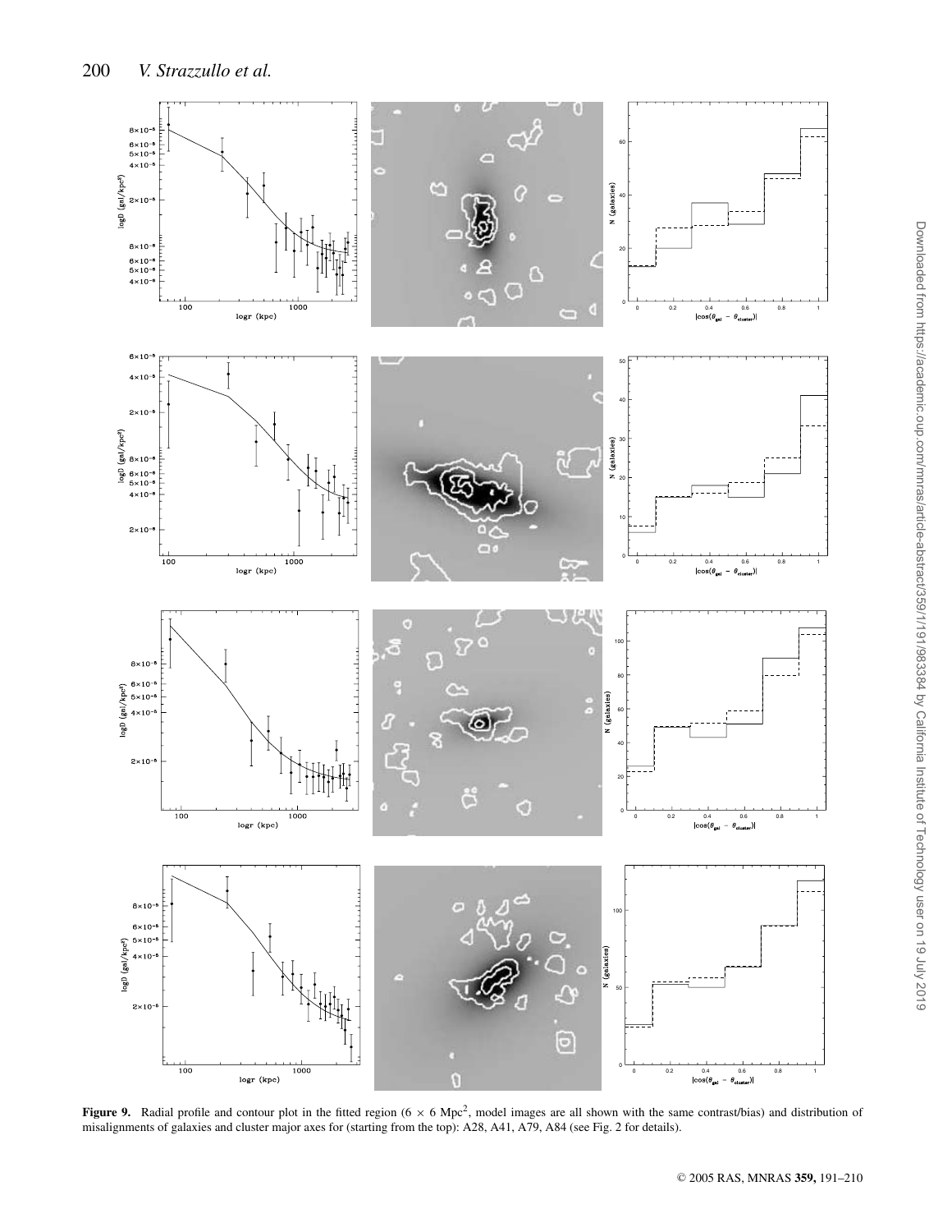**Figure 9.** Radial profile and contour plot in the fitted region (6 × 6 Mpc$^2$, model images are all shown with the same contrast/bias) and distribution of misalignments of galaxies and cluster major axes for (starting from the top): A28, A41, A79, A84 (see Fig. 2 for details).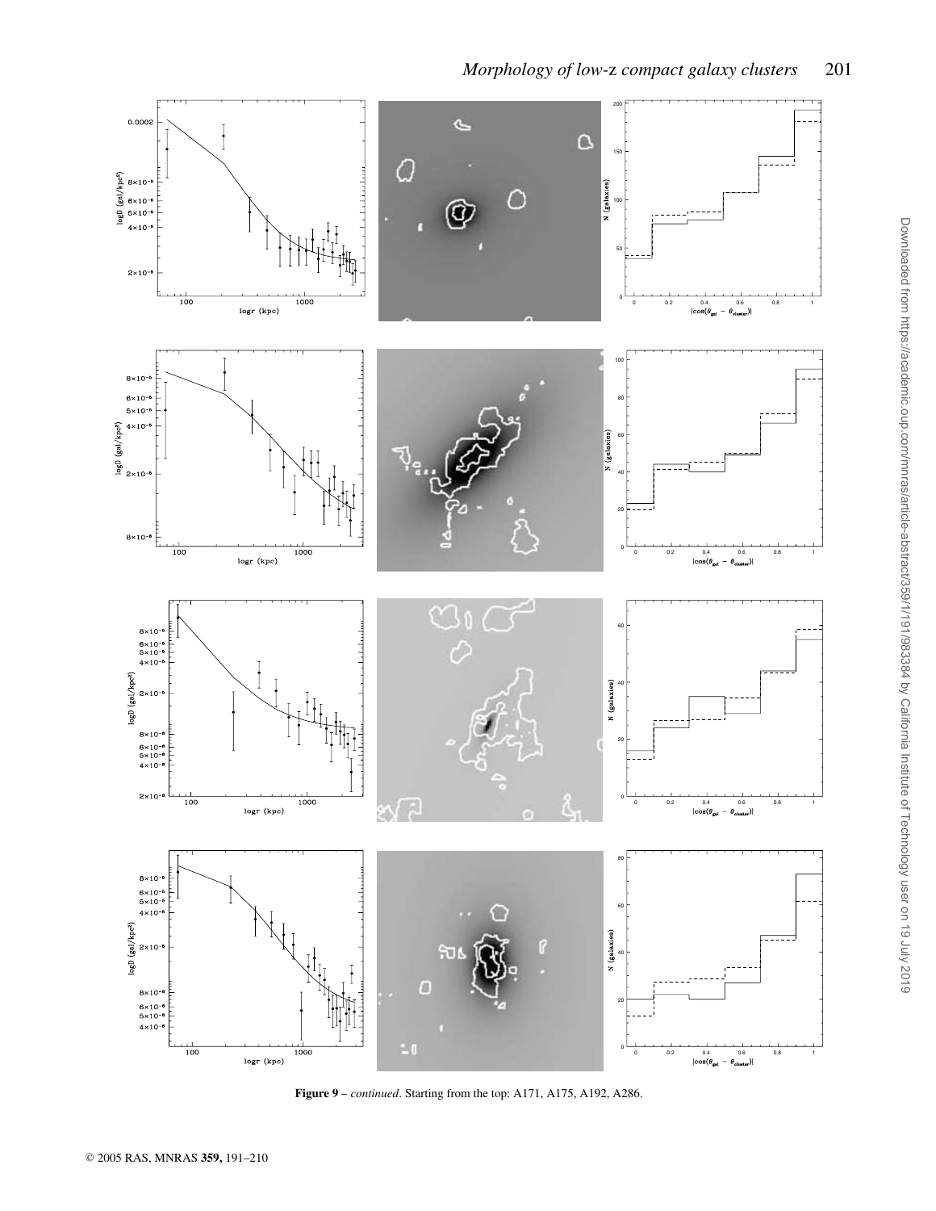**Figure 9** – *continued*. Starting from the top: A171, A175, A192, A286.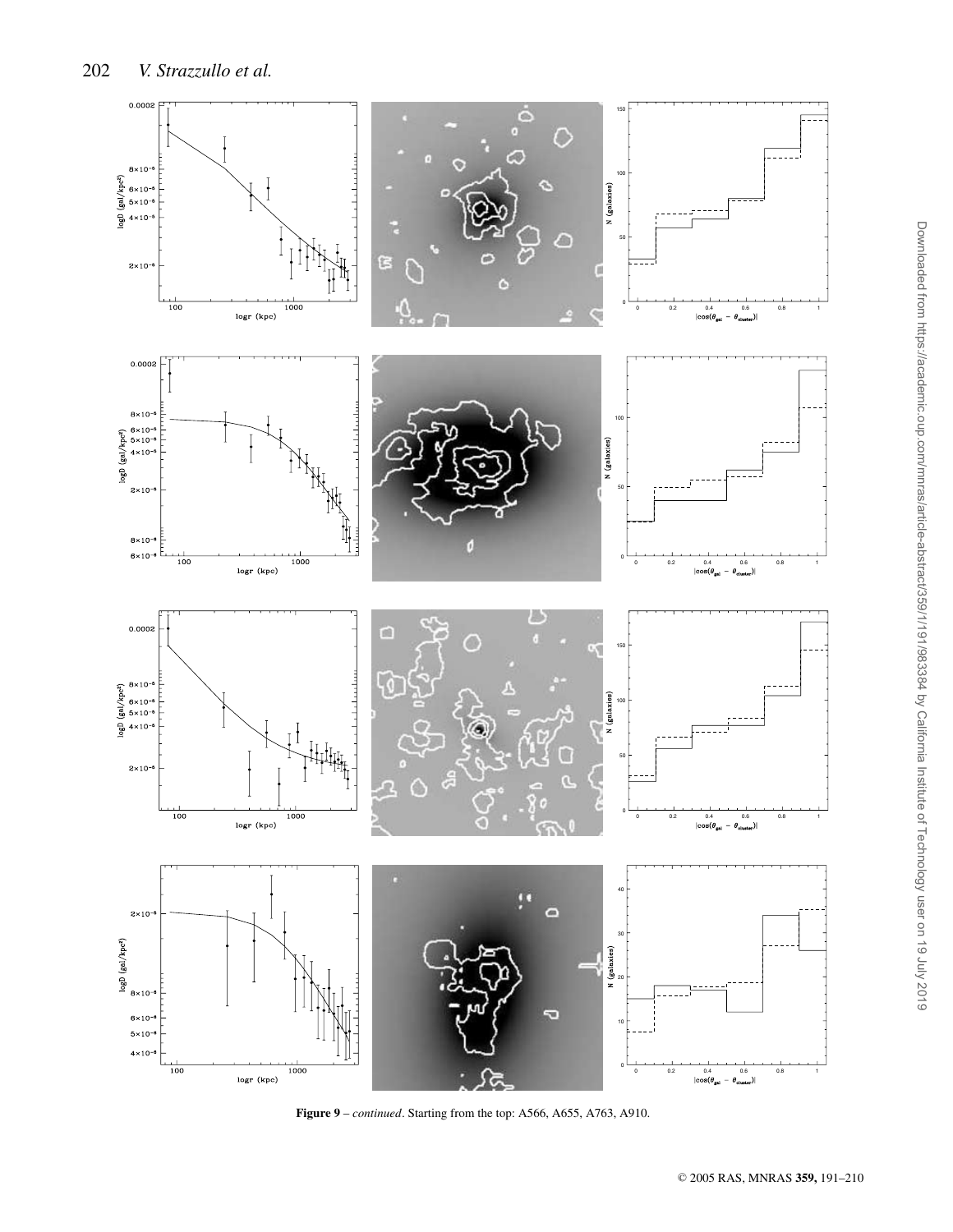**Figure 9** – *continued*. Starting from the top: A566, A655, A763, A910.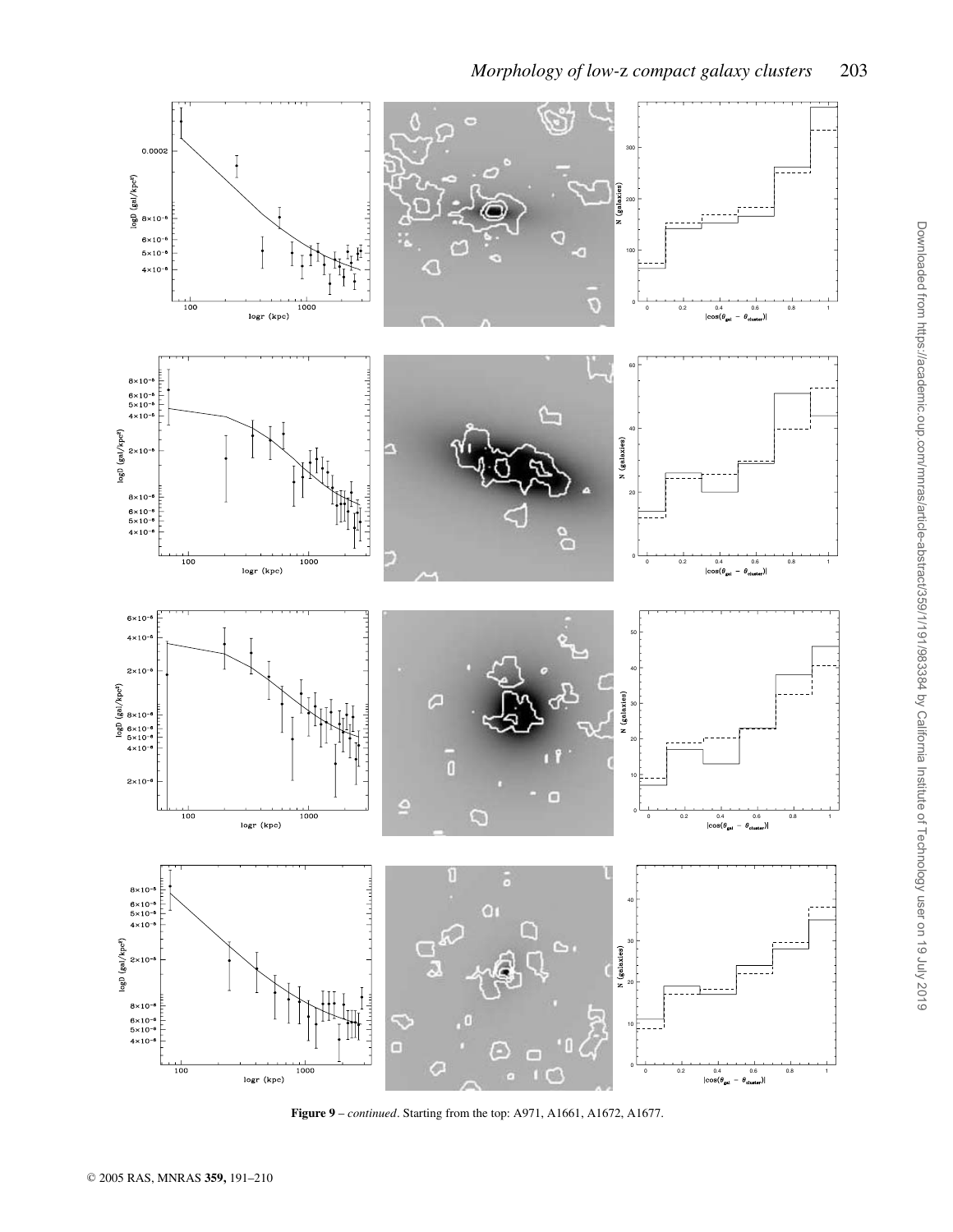**Figure 9** – *continued*. Starting from the top: A971, A1661, A1672, A1677.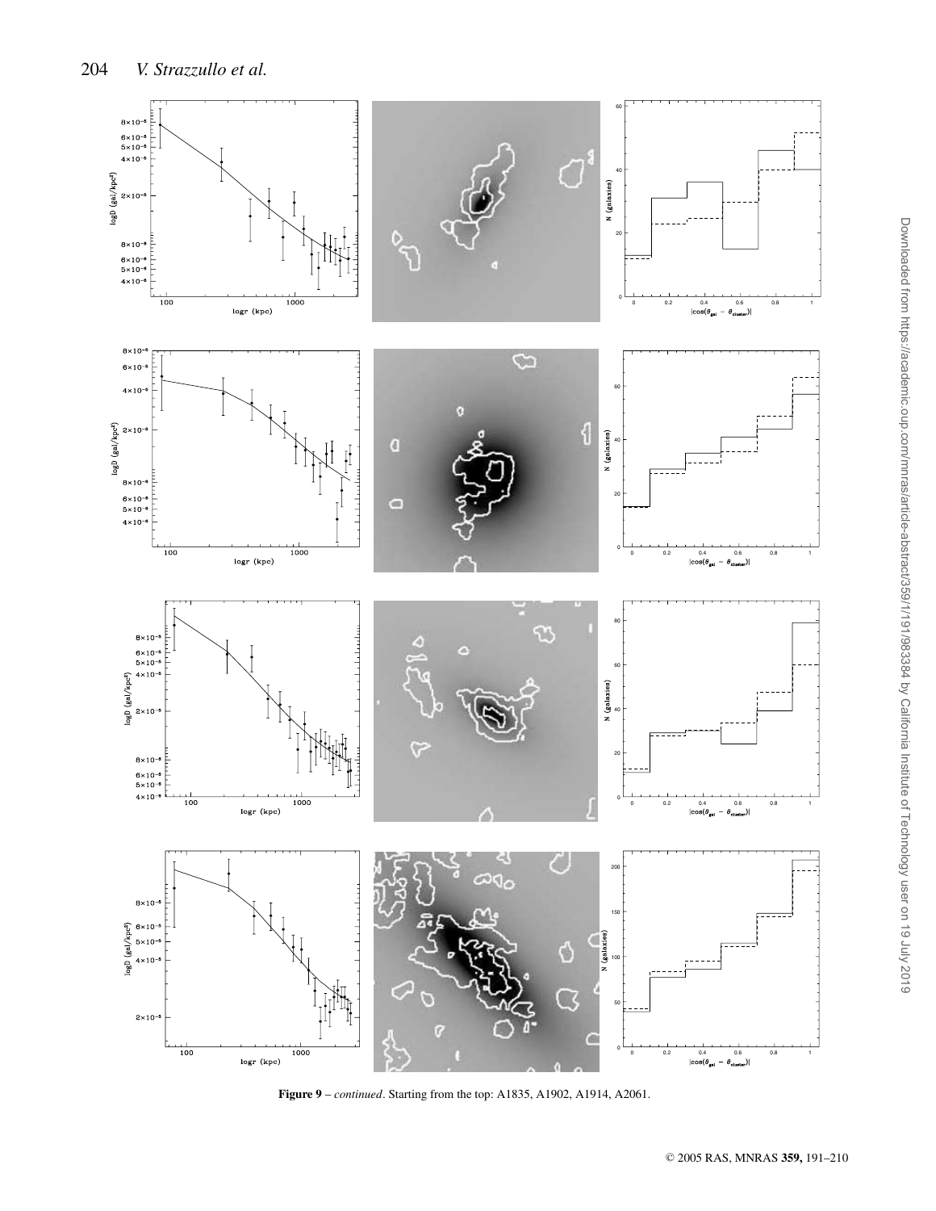**Figure 9** – *continued*. Starting from the top: A1835, A1902, A1914, A2061.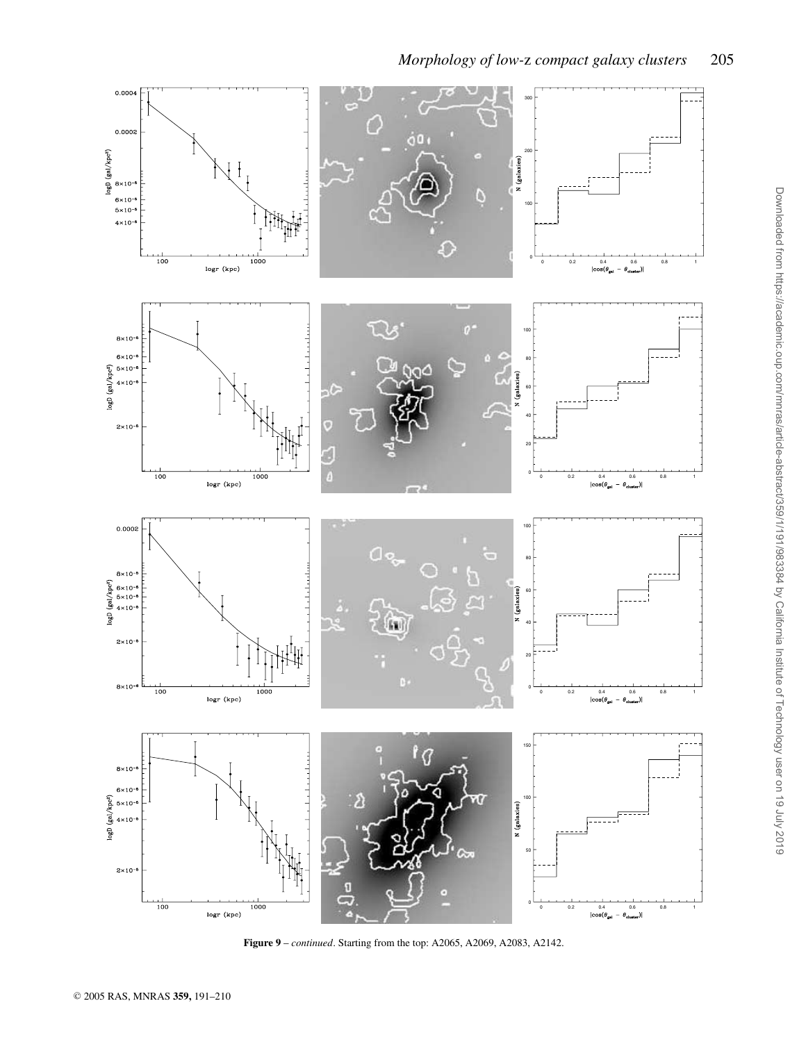**Figure 9** – *continued*. Starting from the top: A2065, A2069, A2083, A2142.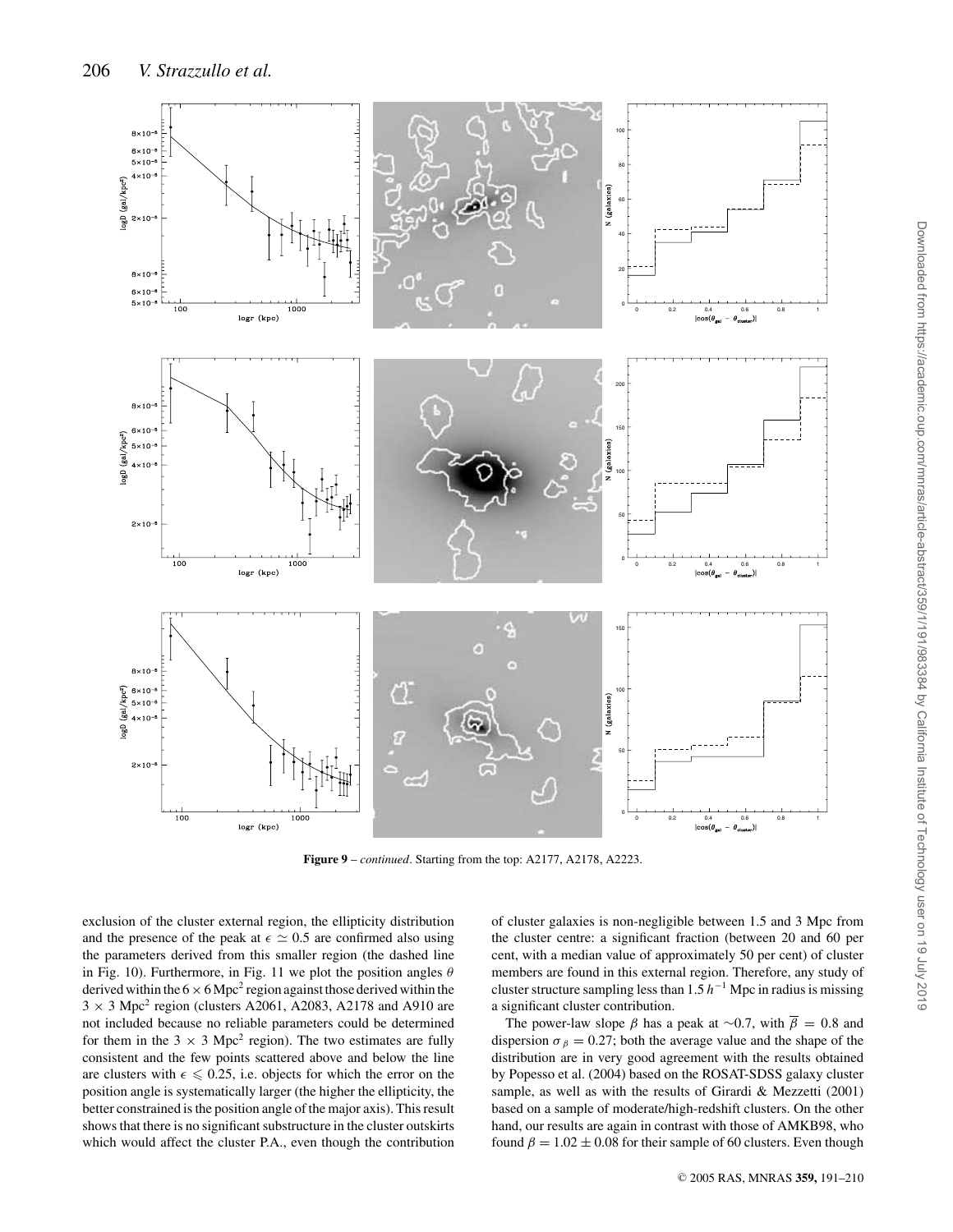**Figure 9** – *continued*. Starting from the top: A2177, A2178, A2223.

exclusion of the cluster external region, the ellipticity distribution and the presence of the peak at $\epsilon \simeq 0.5$ are confirmed also using the parameters derived from this smaller region (the dashed line in Fig. 10). Furthermore, in Fig. 11 we plot the position angles $\theta$ derived within the $6 \times 6$ Mpc$^2$ region against those derived within the $3 \times 3$ Mpc$^2$ region (clusters A2061, A2083, A2178 and A910 are not included because no reliable parameters could be determined for them in the $3 \times 3$ Mpc$^2$ region). The two estimates are fully consistent and the few points scattered above and below the line are clusters with $\epsilon \leqslant 0.25$, i.e. objects for which the error on the position angle is systematically larger (the higher the ellipticity, the better constrained is the position angle of the major axis). This result shows that there is no significant substructure in the cluster outskirts which would affect the cluster P.A., even though the contribution of cluster galaxies is non-negligible between 1.5 and 3 Mpc from the cluster centre: a significant fraction (between 20 and 60 per cent, with a median value of approximately 50 per cent) of cluster members are found in this external region. Therefore, any study of cluster structure sampling less than 1.5 $h^{-1}$ Mpc in radius is missing a significant cluster contribution.

The power-law slope $\beta$ has a peak at $\sim$0.7, with $\overline{\beta} = 0.8$ and dispersion $\sigma_\beta = 0.27$; both the average value and the shape of the distribution are in very good agreement with the results obtained by Popesso et al. (2004) based on the ROSAT-SDSS galaxy cluster sample, as well as with the results of Girardi & Mezzetti (2001) based on a sample of moderate/high-redshift clusters. On the other hand, our results are again in contrast with those of AMKB98, who found $\beta = 1.02 \pm 0.08$ for their sample of 60 clusters. Even though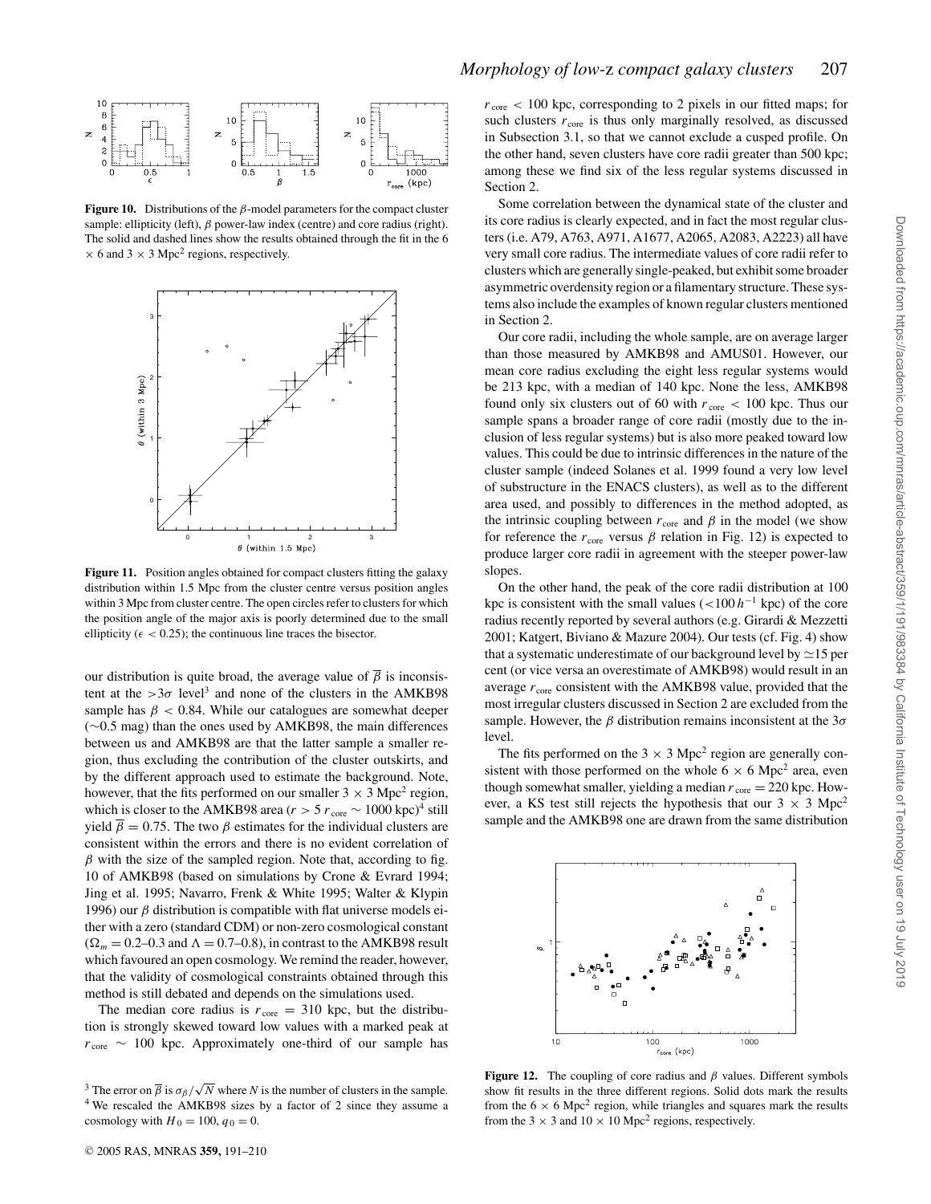Figure 10. Distributions of the $\beta$-model parameters for the compact cluster sample: ellipticity (left), $\beta$ power-law index (centre) and core radius (right). The solid and dashed lines show the results obtained through the fit in the 6 $\times$ 6 and 3 $\times$ 3 Mpc$^2$ regions, respectively.

Figure 11. Position angles obtained for compact clusters fitting the galaxy distribution within 1.5 Mpc from the cluster centre versus position angles within 3 Mpc from cluster centre. The open circles refer to clusters for which the position angle of the major axis is poorly determined due to the small ellipticity ($\epsilon < 0.25$); the continuous line traces the bisector.

our distribution is quite broad, the average value of $\overline{\beta}$ is inconsistent at the $>3\sigma$ level[3] and none of the clusters in the AMKB98 sample has $\beta < 0.84$. While our catalogues are somewhat deeper ($\sim$0.5 mag) than the ones used by AMKB98, the main differences between us and AMKB98 are that the latter sample a smaller region, thus excluding the contribution of the cluster outskirts, and by the different approach used to estimate the background. Note, however, that the fits performed on our smaller $3 \times 3$ Mpc$^2$ region, which is closer to the AMKB98 area ($r > 5\, r_{\rm core} \sim 1000$ kpc)[4] still yield $\overline{\beta} = 0.75$. The two $\beta$ estimates for the individual clusters are consistent within the errors and there is no evident correlation of $\beta$ with the size of the sampled region. Note that, according to fig. 10 of AMKB98 (based on simulations by Crone & Evrard 1994; Jing et al. 1995; Navarro, Frenk & White 1995; Walter & Klypin 1996) our $\beta$ distribution is compatible with flat universe models either with a zero (standard CDM) or non-zero cosmological constant ($\Omega_m = 0.2$–$0.3$ and $\Lambda = 0.7$–$0.8$), in contrast to the AMKB98 result which favoured an open cosmology. We remind the reader, however, that the validity of cosmological constraints obtained through this method is still debated and depends on the simulations used.

The median core radius is $r_{\rm core} = 310$ kpc, but the distribution is strongly skewed toward low values with a marked peak at $r_{\rm core} \sim 100$ kpc. Approximately one-third of our sample has $r_{\rm core} < 100$ kpc, corresponding to 2 pixels in our fitted maps; for such clusters $r_{\rm core}$ is thus only marginally resolved, as discussed in Subsection 3.1, so that we cannot exclude a cusped profile. On the other hand, seven clusters have core radii greater than 500 kpc; among these we find six of the less regular systems discussed in Section 2.

Some correlation between the dynamical state of the cluster and its core radius is clearly expected, and in fact the most regular clusters (i.e. A79, A763, A971, A1677, A2065, A2083, A2223) all have very small core radius. The intermediate values of core radii refer to clusters which are generally single-peaked, but exhibit some broader asymmetric overdensity region or a filamentary structure. These systems also include the examples of known regular clusters mentioned in Section 2.

Our core radii, including the whole sample, are on average larger than those measured by AMKB98 and AMUS01. However, our mean core radius excluding the eight less regular systems would be 213 kpc, with a median of 140 kpc. None the less, AMKB98 found only six clusters out of 60 with $r_{\rm core} < 100$ kpc. Thus our sample spans a broader range of core radii (mostly due to the inclusion of less regular systems) but is also more peaked toward low values. This could be due to intrinsic differences in the nature of the cluster sample (indeed Solanes et al. 1999 found a very low level of substructure in the ENACS clusters), as well as to the different area used, and possibly to differences in the method adopted, as the intrinsic coupling between $r_{\rm core}$ and $\beta$ in the model (we show for reference the $r_{\rm core}$ versus $\beta$ relation in Fig. 12) is expected to produce larger core radii in agreement with the steeper power-law slopes.

On the other hand, the peak of the core radii distribution at 100 kpc is consistent with the small values ($<100\, h^{-1}$ kpc) of the core radius recently reported by several authors (e.g. Girardi & Mezzetti 2001; Katgert, Biviano & Mazure 2004). Our tests (cf. Fig. 4) show that a systematic underestimate of our background level by $\simeq$15 per cent (or vice versa an overestimate of AMKB98) would result in an average $r_{\rm core}$ consistent with the AMKB98 value, provided that the most irregular clusters discussed in Section 2 are excluded from the sample. However, the $\beta$ distribution remains inconsistent at the $3\sigma$ level.

The fits performed on the $3 \times 3$ Mpc$^2$ region are generally consistent with those performed on the whole $6 \times 6$ Mpc$^2$ area, even though somewhat smaller, yielding a median $r_{\rm core} = 220$ kpc. However, a KS test still rejects the hypothesis that our $3 \times 3$ Mpc$^2$ sample and the AMKB98 one are drawn from the same distribution

Figure 12. The coupling of core radius and $\beta$ values. Different symbols show fit results in the three different regions. Solid dots mark the results from the $6 \times 6$ Mpc$^2$ region, while triangles and squares mark the results from the $3 \times 3$ and $10 \times 10$ Mpc$^2$ regions, respectively.

[3] The error on $\overline{\beta}$ is $\sigma_\beta/\sqrt{N}$ where $N$ is the number of clusters in the sample.
[4] We rescaled the AMKB98 sizes by a factor of 2 since they assume a cosmology with $H_0 = 100$, $q_0 = 0$.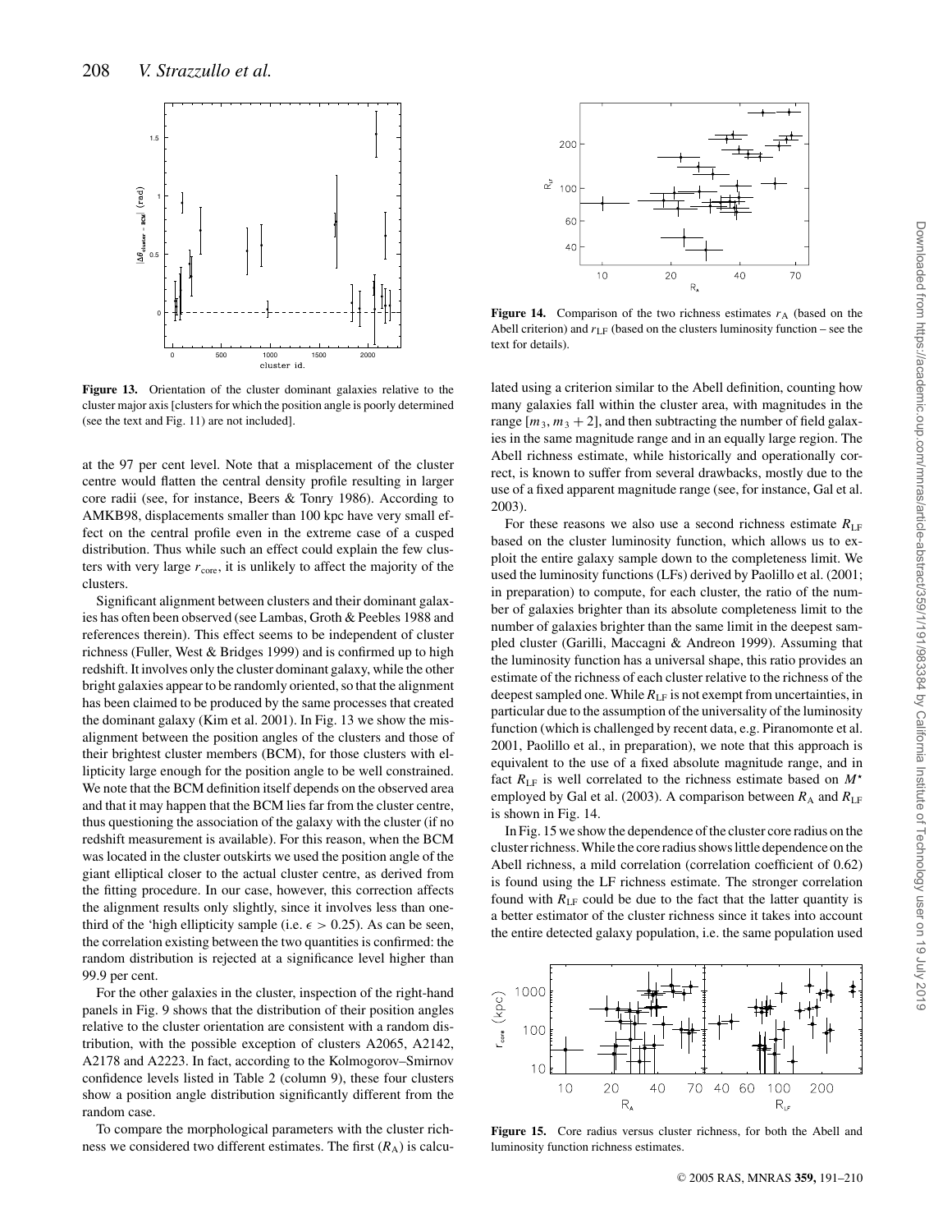**Figure 13.** Orientation of the cluster dominant galaxies relative to the cluster major axis [clusters for which the position angle is poorly determined (see the text and Fig. 11) are not included].

at the 97 per cent level. Note that a misplacement of the cluster centre would flatten the central density profile resulting in larger core radii (see, for instance, Beers & Tonry 1986). According to AMKB98, displacements smaller than 100 kpc have very small effect on the central profile even in the extreme case of a cusped distribution. Thus while such an effect could explain the few clusters with very large $r_{\rm core}$, it is unlikely to affect the majority of the clusters.

Significant alignment between clusters and their dominant galaxies has often been observed (see Lambas, Groth & Peebles 1988 and references therein). This effect seems to be independent of cluster richness (Fuller, West & Bridges 1999) and is confirmed up to high redshift. It involves only the cluster dominant galaxy, while the other bright galaxies appear to be randomly oriented, so that the alignment has been claimed to be produced by the same processes that created the dominant galaxy (Kim et al. 2001). In Fig. 13 we show the misalignment between the position angles of the clusters and those of their brightest cluster members (BCM), for those clusters with ellipticity large enough for the position angle to be well constrained. We note that the BCM definition itself depends on the observed area and that it may happen that the BCM lies far from the cluster centre, thus questioning the association of the galaxy with the cluster (if no redshift measurement is available). For this reason, when the BCM was located in the cluster outskirts we used the position angle of the giant elliptical closer to the actual cluster centre, as derived from the fitting procedure. In our case, however, this correction affects the alignment results only slightly, since it involves less than one-third of the 'high ellipticity sample (i.e. $\epsilon > 0.25$). As can be seen, the correlation existing between the two quantities is confirmed: the random distribution is rejected at a significance level higher than 99.9 per cent.

For the other galaxies in the cluster, inspection of the right-hand panels in Fig. 9 shows that the distribution of their position angles relative to the cluster orientation are consistent with a random distribution, with the possible exception of clusters A2065, A2142, A2178 and A2223. In fact, according to the Kolmogorov–Smirnov confidence levels listed in Table 2 (column 9), these four clusters show a position angle distribution significantly different from the random case.

To compare the morphological parameters with the cluster richness we considered two different estimates. The first ($R_{\rm A}$) is calculated using a criterion similar to the Abell definition, counting how many galaxies fall within the cluster area, with magnitudes in the range $[m_3, m_3 + 2]$, and then subtracting the number of field galaxies in the same magnitude range and in an equally large region. The Abell richness estimate, while historically and operationally correct, is known to suffer from several drawbacks, mostly due to the use of a fixed apparent magnitude range (see, for instance, Gal et al. 2003).

**Figure 14.** Comparison of the two richness estimates $r_{\rm A}$ (based on the Abell criterion) and $r_{\rm LF}$ (based on the clusters luminosity function – see the text for details).

For these reasons we also use a second richness estimate $R_{\rm LF}$ based on the cluster luminosity function, which allows us to exploit the entire galaxy sample down to the completeness limit. We used the luminosity functions (LFs) derived by Paolillo et al. (2001; in preparation) to compute, for each cluster, the ratio of the number of galaxies brighter than its absolute completeness limit to the number of galaxies brighter than the same limit in the deepest sampled cluster (Garilli, Maccagni & Andreon 1999). Assuming that the luminosity function has a universal shape, this ratio provides an estimate of the richness of each cluster relative to the richness of the deepest sampled one. While $R_{\rm LF}$ is not exempt from uncertainties, in particular due to the assumption of the universality of the luminosity function (which is challenged by recent data, e.g. Piranomonte et al. 2001, Paolillo et al., in preparation), we note that this approach is equivalent to the use of a fixed absolute magnitude range, and in fact $R_{\rm LF}$ is well correlated to the richness estimate based on $M^{\star}$ employed by Gal et al. (2003). A comparison between $R_{\rm A}$ and $R_{\rm LF}$ is shown in Fig. 14.

In Fig. 15 we show the dependence of the cluster core radius on the cluster richness. While the core radius shows little dependence on the Abell richness, a mild correlation (correlation coefficient of 0.62) is found using the LF richness estimate. The stronger correlation found with $R_{\rm LF}$ could be due to the fact that the latter quantity is a better estimator of the cluster richness since it takes into account the entire detected galaxy population, i.e. the same population used

**Figure 15.** Core radius versus cluster richness, for both the Abell and luminosity function richness estimates.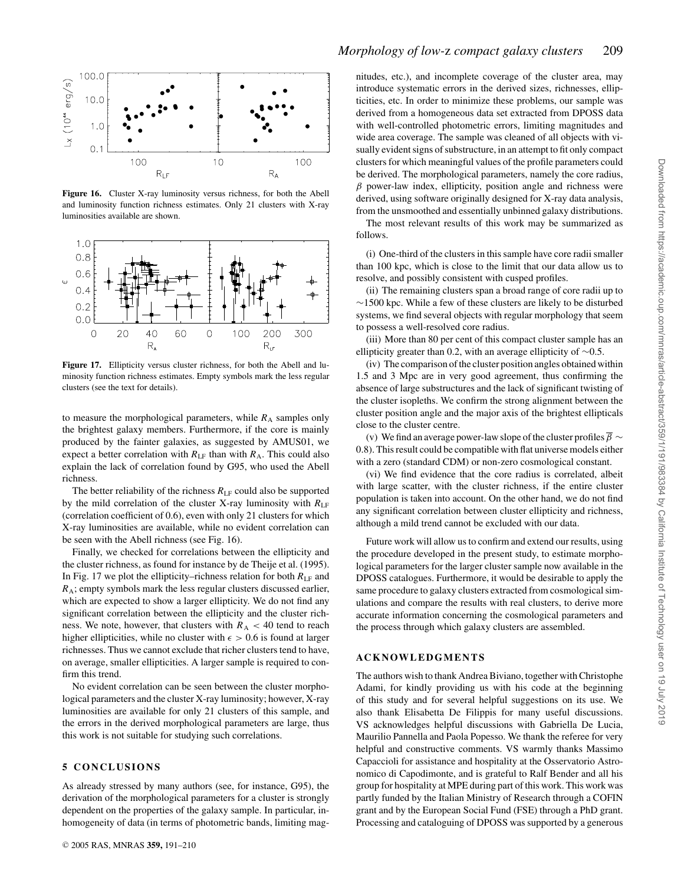$L_X$ ($10^{44}$ erg/s)

100.0

10.0

1.0

0.1

100

$R_{LF}$

10

100

$R_A$

**Figure 16.** Cluster X-ray luminosity versus richness, for both the Abell and luminosity function richness estimates. Only 21 clusters with X-ray luminosities available are shown.

$\epsilon$

1.0

0.8

0.6

0.4

0.2

0.0

0 20 40 60

$R_A$

0 100 200 300

$R_{LF}$

**Figure 17.** Ellipticity versus cluster richness, for both the Abell and luminosity function richness estimates. Empty symbols mark the less regular clusters (see the text for details).

to measure the morphological parameters, while $R_A$ samples only the brightest galaxy members. Furthermore, if the core is mainly produced by the fainter galaxies, as suggested by AMUS01, we expect a better correlation with $R_{LF}$ than with $R_A$. This could also explain the lack of correlation found by G95, who used the Abell richness.

The better reliability of the richness $R_{LF}$ could also be supported by the mild correlation of the cluster X-ray luminosity with $R_{LF}$ (correlation coefficient of 0.6), even with only 21 clusters for which X-ray luminosities are available, while no evident correlation can be seen with the Abell richness (see Fig. 16).

Finally, we checked for correlations between the ellipticity and the cluster richness, as found for instance by de Theije et al. (1995). In Fig. 17 we plot the ellipticity–richness relation for both $R_{LF}$ and $R_A$; empty symbols mark the less regular clusters discussed earlier, which are expected to show a larger ellipticity. We do not find any significant correlation between the ellipticity and the cluster richness. We note, however, that clusters with $R_A < 40$ tend to reach higher ellipticities, while no cluster with $\epsilon > 0.6$ is found at larger richnesses. Thus we cannot exclude that richer clusters tend to have, on average, smaller ellipticities. A larger sample is required to confirm this trend.

No evident correlation can be seen between the cluster morphological parameters and the cluster X-ray luminosity; however, X-ray luminosities are available for only 21 clusters of this sample, and the errors in the derived morphological parameters are large, thus this work is not suitable for studying such correlations.

## 5 CONCLUSIONS

As already stressed by many authors (see, for instance, G95), the derivation of the morphological parameters for a cluster is strongly dependent on the properties of the galaxy sample. In particular, inhomogeneity of data (in terms of photometric bands, limiting magnitudes, etc.), and incomplete coverage of the cluster area, may introduce systematic errors in the derived sizes, richnesses, ellipticities, etc. In order to minimize these problems, our sample was derived from a homogeneous data set extracted from DPOSS data with well-controlled photometric errors, limiting magnitudes and wide area coverage. The sample was cleaned of all objects with visually evident signs of substructure, in an attempt to fit only compact clusters for which meaningful values of the profile parameters could be derived. The morphological parameters, namely the core radius, $\beta$ power-law index, ellipticity, position angle and richness were derived, using software originally designed for X-ray data analysis, from the unsmoothed and essentially unbinned galaxy distributions.

The most relevant results of this work may be summarized as follows.

(i) One-third of the clusters in this sample have core radii smaller than 100 kpc, which is close to the limit that our data allow us to resolve, and possibly consistent with cusped profiles.

(ii) The remaining clusters span a broad range of core radii up to $\sim$1500 kpc. While a few of these clusters are likely to be disturbed systems, we find several objects with regular morphology that seem to possess a well-resolved core radius.

(iii) More than 80 per cent of this compact cluster sample has an ellipticity greater than 0.2, with an average ellipticity of $\sim$0.5.

(iv) The comparison of the cluster position angles obtained within 1.5 and 3 Mpc are in very good agreement, thus confirming the absence of large substructures and the lack of significant twisting of the cluster isopleths. We confirm the strong alignment between the cluster position angle and the major axis of the brightest ellipticals close to the cluster centre.

(v) We find an average power-law slope of the cluster profiles $\overline{\beta} \sim 0.8$). This result could be compatible with flat universe models either with a zero (standard CDM) or non-zero cosmological constant.

(vi) We find evidence that the core radius is correlated, albeit with large scatter, with the cluster richness, if the entire cluster population is taken into account. On the other hand, we do not find any significant correlation between cluster ellipticity and richness, although a mild trend cannot be excluded with our data.

Future work will allow us to confirm and extend our results, using the procedure developed in the present study, to estimate morphological parameters for the larger cluster sample now available in the DPOSS catalogues. Furthermore, it would be desirable to apply the same procedure to galaxy clusters extracted from cosmological simulations and compare the results with real clusters, to derive more accurate information concerning the cosmological parameters and the process through which galaxy clusters are assembled.

## ACKNOWLEDGMENTS

The authors wish to thank Andrea Biviano, together with Christophe Adami, for kindly providing us with his code at the beginning of this study and for several helpful suggestions on its use. We also thank Elisabetta De Filippis for many useful discussions. VS acknowledges helpful discussions with Gabriella De Lucia, Maurilio Pannella and Paola Popesso. We thank the referee for very helpful and constructive comments. VS warmly thanks Massimo Capaccioli for assistance and hospitality at the Osservatorio Astronomico di Capodimonte, and is grateful to Ralf Bender and all his group for hospitality at MPE during part of this work. This work was partly funded by the Italian Ministry of Research through a COFIN grant and by the European Social Fund (FSE) through a PhD grant. Processing and cataloguing of DPOSS was supported by a generous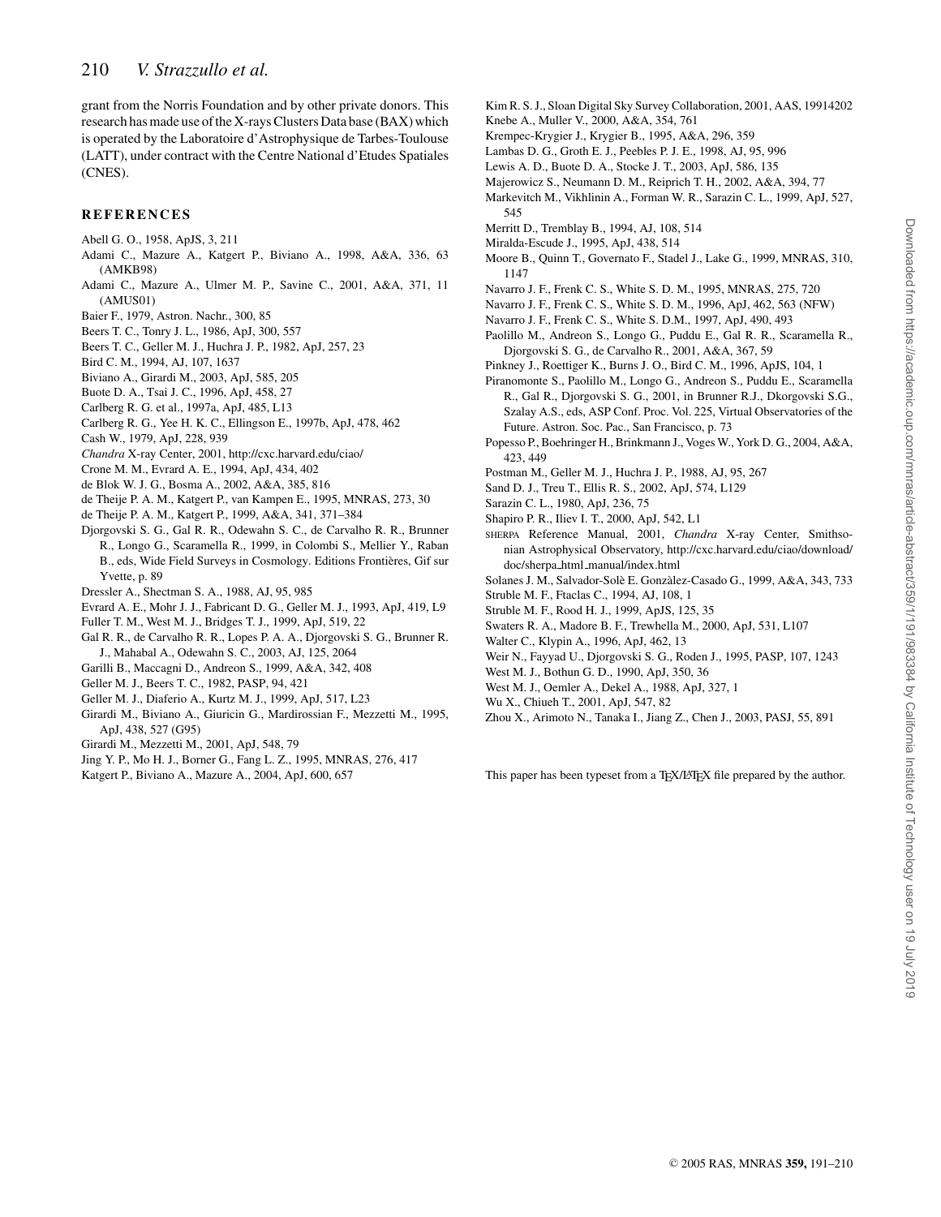grant from the Norris Foundation and by other private donors. This research has made use of the X-rays Clusters Data base (BAX) which is operated by the Laboratoire d'Astrophysique de Tarbes-Toulouse (LATT), under contract with the Centre National d'Etudes Spatiales (CNES).

## REFERENCES

Abell G. O., 1958, ApJS, 3, 211

Adami C., Mazure A., Katgert P., Biviano A., 1998, A&A, 336, 63 (AMKB98)

Adami C., Mazure A., Ulmer M. P., Savine C., 2001, A&A, 371, 11 (AMUS01)

Baier F., 1979, Astron. Nachr., 300, 85

Beers T. C., Tonry J. L., 1986, ApJ, 300, 557

Beers T. C., Geller M. J., Huchra J. P., 1982, ApJ, 257, 23

Bird C. M., 1994, AJ, 107, 1637

Biviano A., Girardi M., 2003, ApJ, 585, 205

Buote D. A., Tsai J. C., 1996, ApJ, 458, 27

Carlberg R. G. et al., 1997a, ApJ, 485, L13

Carlberg R. G., Yee H. K. C., Ellingson E., 1997b, ApJ, 478, 462

Cash W., 1979, ApJ, 228, 939

*Chandra* X-ray Center, 2001, http://cxc.harvard.edu/ciao/

Crone M. M., Evrard A. E., 1994, ApJ, 434, 402

de Blok W. J. G., Bosma A., 2002, A&A, 385, 816

de Theije P. A. M., Katgert P., van Kampen E., 1995, MNRAS, 273, 30

de Theije P. A. M., Katgert P., 1999, A&A, 341, 371–384

Djorgovski S. G., Gal R. R., Odewahn S. C., de Carvalho R. R., Brunner R., Longo G., Scaramella R., 1999, in Colombi S., Mellier Y., Raban B., eds, Wide Field Surveys in Cosmology. Editions Frontières, Gif sur Yvette, p. 89

Dressler A., Shectman S. A., 1988, AJ, 95, 985

Evrard A. E., Mohr J. J., Fabricant D. G., Geller M. J., 1993, ApJ, 419, L9

Fuller T. M., West M. J., Bridges T. J., 1999, ApJ, 519, 22

Gal R. R., de Carvalho R. R., Lopes P. A. A., Djorgovski S. G., Brunner R. J., Mahabal A., Odewahn S. C., 2003, AJ, 125, 2064

Garilli B., Maccagni D., Andreon S., 1999, A&A, 342, 408

Geller M. J., Beers T. C., 1982, PASP, 94, 421

Geller M. J., Diaferio A., Kurtz M. J., 1999, ApJ, 517, L23

Girardi M., Biviano A., Giuricin G., Mardirossian F., Mezzetti M., 1995, ApJ, 438, 527 (G95)

Girardi M., Mezzetti M., 2001, ApJ, 548, 79

Jing Y. P., Mo H. J., Borner G., Fang L. Z., 1995, MNRAS, 276, 417

Katgert P., Biviano A., Mazure A., 2004, ApJ, 600, 657

Kim R. S. J., Sloan Digital Sky Survey Collaboration, 2001, AAS, 19914202

Knebe A., Muller V., 2000, A&A, 354, 761

Krempec-Krygier J., Krygier B., 1995, A&A, 296, 359

Lambas D. G., Groth E. J., Peebles P. J. E., 1998, AJ, 95, 996

Lewis A. D., Buote D. A., Stocke J. T., 2003, ApJ, 586, 135

Majerowicz S., Neumann D. M., Reiprich T. H., 2002, A&A, 394, 77

Markevitch M., Vikhlinin A., Forman W. R., Sarazin C. L., 1999, ApJ, 527, 545

Merritt D., Tremblay B., 1994, AJ, 108, 514

Miralda-Escude J., 1995, ApJ, 438, 514

Moore B., Quinn T., Governato F., Stadel J., Lake G., 1999, MNRAS, 310, 1147

Navarro J. F., Frenk C. S., White S. D. M., 1995, MNRAS, 275, 720

Navarro J. F., Frenk C. S., White S. D. M., 1996, ApJ, 462, 563 (NFW)

Navarro J. F., Frenk C. S., White S. D.M., 1997, ApJ, 490, 493

Paolillo M., Andreon S., Longo G., Puddu E., Gal R. R., Scaramella R., Djorgovski S. G., de Carvalho R., 2001, A&A, 367, 59

Pinkney J., Roettiger K., Burns J. O., Bird C. M., 1996, ApJS, 104, 1

Piranomonte S., Paolillo M., Longo G., Andreon S., Puddu E., Scaramella R., Gal R., Djorgovski S. G., 2001, in Brunner R.J., Dkorgovski S.G., Szalay A.S., eds, ASP Conf. Proc. Vol. 225, Virtual Observatories of the Future. Astron. Soc. Pac., San Francisco, p. 73

Popesso P., Boehringer H., Brinkmann J., Voges W., York D. G., 2004, A&A, 423, 449

Postman M., Geller M. J., Huchra J. P., 1988, AJ, 95, 267

Sand D. J., Treu T., Ellis R. S., 2002, ApJ, 574, L129

Sarazin C. L., 1980, ApJ, 236, 75

Shapiro P. R., Iliev I. T., 2000, ApJ, 542, L1

SHERPA Reference Manual, 2001, *Chandra* X-ray Center, Smithsonian Astrophysical Observatory, http://cxc.harvard.edu/ciao/download/doc/sherpa_html_manual/index.html

Solanes J. M., Salvador-Solè E. Gonzàlez-Casado G., 1999, A&A, 343, 733

Struble M. F., Ftaclas C., 1994, AJ, 108, 1

Struble M. F., Rood H. J., 1999, ApJS, 125, 35

Swaters R. A., Madore B. F., Trewhella M., 2000, ApJ, 531, L107

Walter C., Klypin A., 1996, ApJ, 462, 13

Weir N., Fayyad U., Djorgovski S. G., Roden J., 1995, PASP, 107, 1243

West M. J., Bothun G. D., 1990, ApJ, 350, 36

West M. J., Oemler A., Dekel A., 1988, ApJ, 327, 1

Wu X., Chiueh T., 2001, ApJ, 547, 82

Zhou X., Arimoto N., Tanaka I., Jiang Z., Chen J., 2003, PASJ, 55, 891

This paper has been typeset from a TEX/LATEX file prepared by the author.